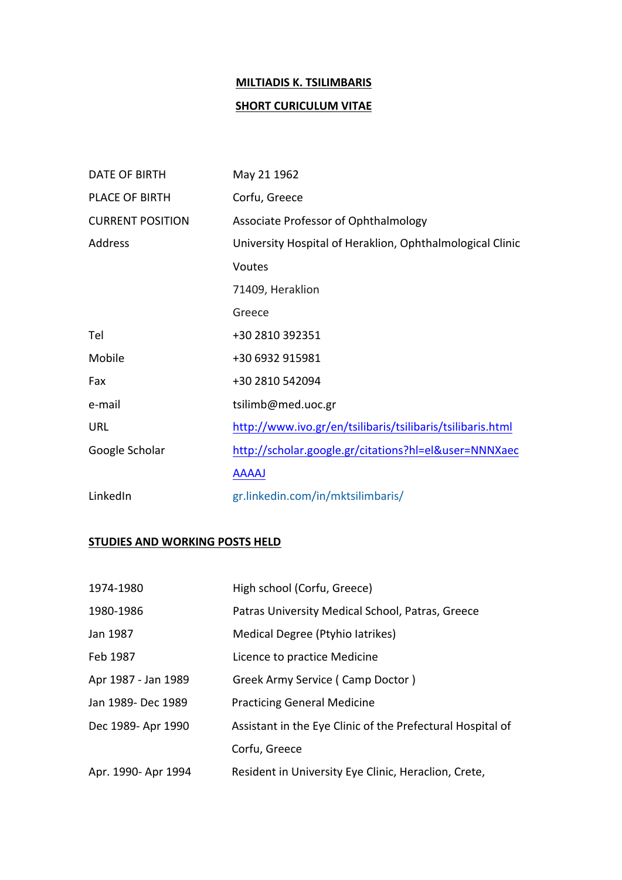**MILTIADIS K. TSILIMBARIS**

**SHORT CURICULUM VITAE**

| | |
|---|---|
| DATE OF BIRTH | May 21 1962 |
| PLACE OF BIRTH | Corfu, Greece |
| CURRENT POSITION | Associate Professor of Ophthalmology |
| Address | University Hospital of Heraklion, Ophthalmological Clinic |
| | Voutes |
| | 71409, Heraklion |
| | Greece |
| Tel | +30 2810 392351 |
| Mobile | +30 6932 915981 |
| Fax | +30 2810 542094 |
| e-mail | tsilimb@med.uoc.gr |
| URL | http://www.ivo.gr/en/tsilibaris/tsilibaris/tsilibaris.html |
| Google Scholar | http://scholar.google.gr/citations?hl=el&user=NNNXaecAAAAJ |
| LinkedIn | gr.linkedin.com/in/mktsilimbaris/ |

**STUDIES AND WORKING POSTS HELD**

| | |
|---|---|
| 1974-1980 | High school (Corfu, Greece) |
| 1980-1986 | Patras University Medical School, Patras, Greece |
| Jan 1987 | Medical Degree (Ptyhio Iatrikes) |
| Feb 1987 | Licence to practice Medicine |
| Apr 1987 - Jan 1989 | Greek Army Service ( Camp Doctor ) |
| Jan 1989- Dec 1989 | Practicing General Medicine |
| Dec 1989- Apr 1990 | Assistant in the Eye Clinic of the Prefectural Hospital of Corfu, Greece |
| Apr. 1990- Apr 1994 | Resident in University Eye Clinic, Heraclion, Crete, |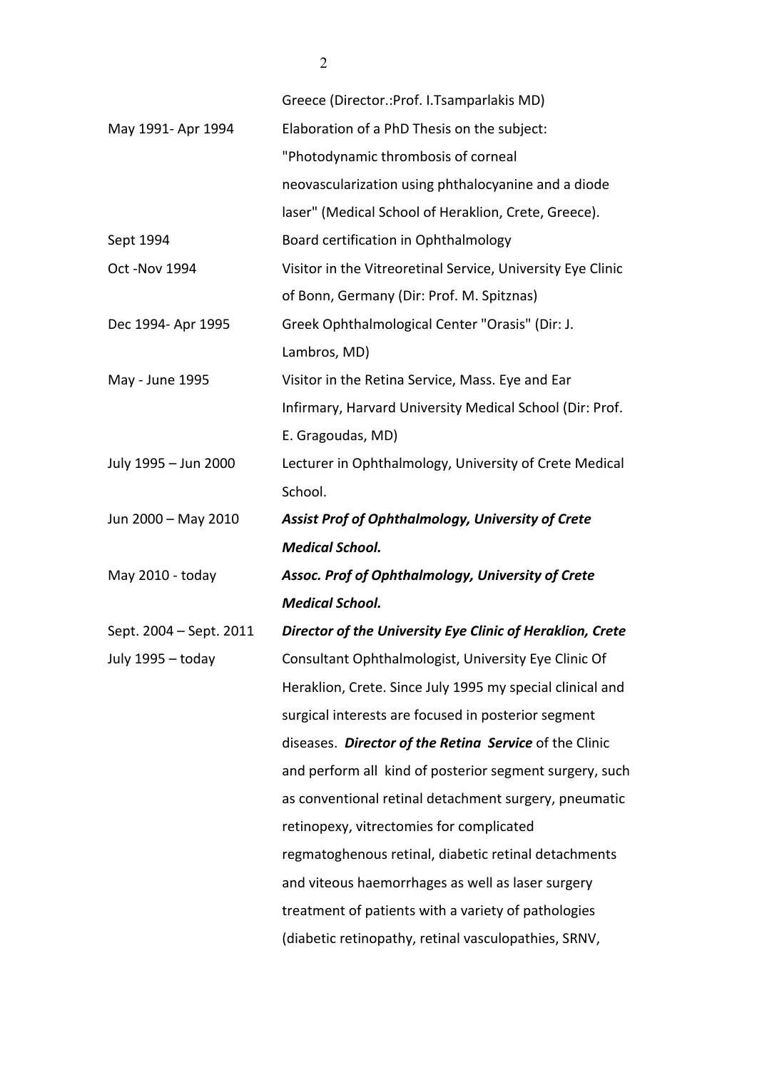|  |  |
|---|---|
|  | Greece (Director.:Prof. I.Tsamparlakis MD) |
| May 1991- Apr 1994 | Elaboration of a PhD Thesis on the subject: "Photodynamic thrombosis of corneal neovascularization using phthalocyanine and a diode laser" (Medical School of Heraklion, Crete, Greece). |
| Sept 1994 | Board certification in Ophthalmology |
| Oct -Nov 1994 | Visitor in the Vitreoretinal Service, University Eye Clinic of Bonn, Germany (Dir: Prof. M. Spitznas) |
| Dec 1994- Apr 1995 | Greek Ophthalmological Center "Orasis" (Dir: J. Lambros, MD) |
| May - June 1995 | Visitor in the Retina Service, Mass. Eye and Ear Infirmary, Harvard University Medical School (Dir: Prof. E. Gragoudas, MD) |
| July 1995 – Jun 2000 | Lecturer in Ophthalmology, University of Crete Medical School. |
| Jun 2000 – May 2010 | ***Assist Prof of Ophthalmology, University of Crete Medical School.*** |
| May 2010 - today | ***Assoc. Prof of Ophthalmology, University of Crete Medical School.*** |
| Sept. 2004 – Sept. 2011 | ***Director of the University Eye Clinic of Heraklion, Crete*** |
| July 1995 – today | Consultant Ophthalmologist, University Eye Clinic Of Heraklion, Crete. Since July 1995 my special clinical and surgical interests are focused in posterior segment diseases. ***Director of the Retina Service*** of the Clinic and perform all kind of posterior segment surgery, such as conventional retinal detachment surgery, pneumatic retinopexy, vitrectomies for complicated regmatoghenous retinal, diabetic retinal detachments and viteous haemorrhages as well as laser surgery treatment of patients with a variety of pathologies (diabetic retinopathy, retinal vasculopathies, SRNV, |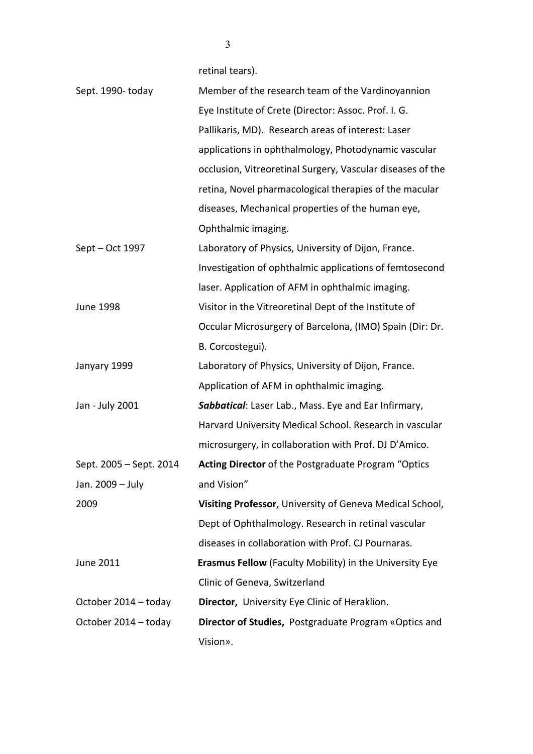retinal tears).

| | |
|---|---|
| Sept. 1990- today | Member of the research team of the Vardinoyannion Eye Institute of Crete (Director: Assoc. Prof. I. G. Pallikaris, MD). Research areas of interest: Laser applications in ophthalmology, Photodynamic vascular occlusion, Vitreoretinal Surgery, Vascular diseases of the retina, Novel pharmacological therapies of the macular diseases, Mechanical properties of the human eye, Ophthalmic imaging. |
| Sept – Oct 1997 | Laboratory of Physics, University of Dijon, France. Investigation of ophthalmic applications of femtosecond laser. Application of AFM in ophthalmic imaging. |
| June 1998 | Visitor in the Vitreoretinal Dept of the Institute of Occular Microsurgery of Barcelona, (IMO) Spain (Dir: Dr. B. Corcostegui). |
| Janyary 1999 | Laboratory of Physics, University of Dijon, France. Application of AFM in ophthalmic imaging. |
| Jan - July 2001 | ***Sabbatical***: Laser Lab., Mass. Eye and Ear Infirmary, Harvard University Medical School. Research in vascular microsurgery, in collaboration with Prof. DJ D'Amico. |
| Sept. 2005 – Sept. 2014 | **Acting Director** of the Postgraduate Program "Optics and Vision" |
| Jan. 2009 – July 2009 | **Visiting Professor**, University of Geneva Medical School, Dept of Ophthalmology. Research in retinal vascular diseases in collaboration with Prof. CJ Pournaras. |
| June 2011 | **Erasmus Fellow** (Faculty Mobility) in the University Eye Clinic of Geneva, Switzerland |
| October 2014 – today | **Director,** University Eye Clinic of Heraklion. |
| October 2014 – today | **Director of Studies,** Postgraduate Program «Optics and Vision». |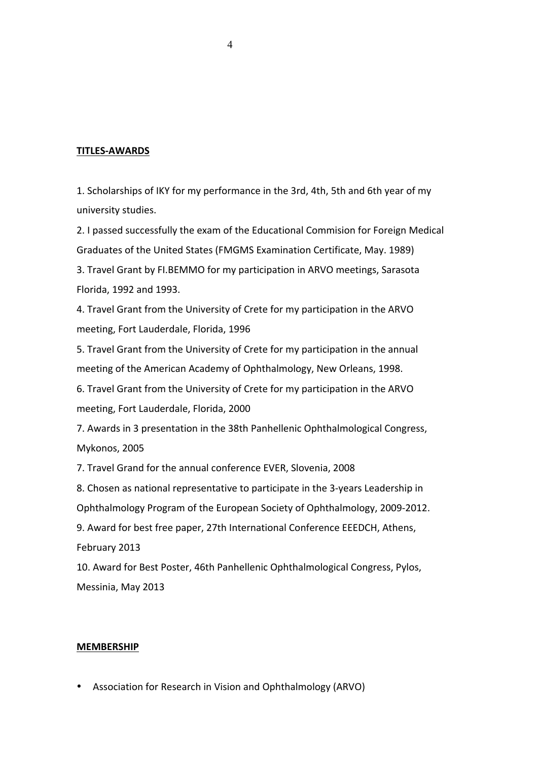**TITLES-AWARDS**

1. Scholarships of IKY for my performance in the 3rd, 4th, 5th and 6th year of my university studies.

2. I passed successfully the exam of the Educational Commision for Foreign Medical Graduates of the United States (FMGMS Examination Certificate, May. 1989)

3. Travel Grant by FI.BEMMO for my participation in ARVO meetings, Sarasota Florida, 1992 and 1993.

4. Travel Grant from the University of Crete for my participation in the ARVO meeting, Fort Lauderdale, Florida, 1996

5. Travel Grant from the University of Crete for my participation in the annual meeting of the American Academy of Ophthalmology, New Orleans, 1998.

6. Travel Grant from the University of Crete for my participation in the ARVO meeting, Fort Lauderdale, Florida, 2000

7. Awards in 3 presentation in the 38th Panhellenic Ophthalmological Congress, Mykonos, 2005

7. Travel Grand for the annual conference EVER, Slovenia, 2008

8. Chosen as national representative to participate in the 3-years Leadership in Ophthalmology Program of the European Society of Ophthalmology, 2009-2012.

9. Award for best free paper, 27th International Conference EEEDCH, Athens, February 2013

10. Award for Best Poster, 46th Panhellenic Ophthalmological Congress, Pylos, Messinia, May 2013

**MEMBERSHIP**

- Association for Research in Vision and Ophthalmology (ARVO)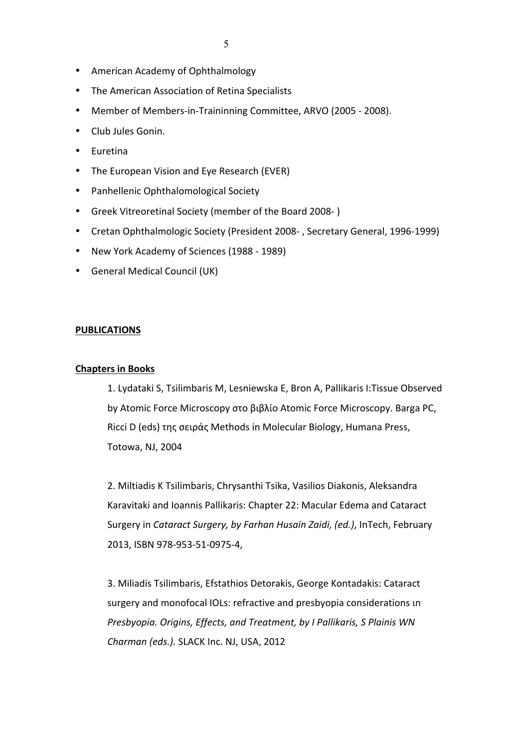- American Academy of Ophthalmology
- The American Association of Retina Specialists
- Member of Members-in-Traininning Committee, ARVO (2005 - 2008).
- Club Jules Gonin.
- Euretina
- The European Vision and Eye Research (EVER)
- Panhellenic Ophthalomological Society
- Greek Vitreoretinal Society (member of the Board 2008- )
- Cretan Ophthalmologic Society (President 2008- , Secretary General, 1996-1999)
- New York Academy of Sciences (1988 - 1989)
- General Medical Council (UK)

## PUBLICATIONS

### Chapters in Books

1. Lydataki S, Tsilimbaris M, Lesniewska E, Bron A, Pallikaris I:Tissue Observed by Atomic Force Microscopy στο βιβλίο Atomic Force Microscopy. Barga PC, Ricci D (eds) της σειράς Methods in Molecular Biology, Humana Press, Totowa, NJ, 2004

2. Miltiadis K Tsilimbaris, Chrysanthi Tsika, Vasilios Diakonis, Aleksandra Karavitaki and Ioannis Pallikaris: Chapter 22: Macular Edema and Cataract Surgery in *Cataract Surgery, by Farhan Husain Zaidi, (ed.)*, InTech, February 2013, ISBN 978-953-51-0975-4,

3. Miliadis Tsilimbaris, Efstathios Detorakis, George Kontadakis: Cataract surgery and monofocal IOLs: refractive and presbyopia considerations ιn *Presbyopia. Origins, Effects, and Treatment, by I Pallikaris, S Plainis WN Charman (eds.).* SLACK Inc. NJ, USA, 2012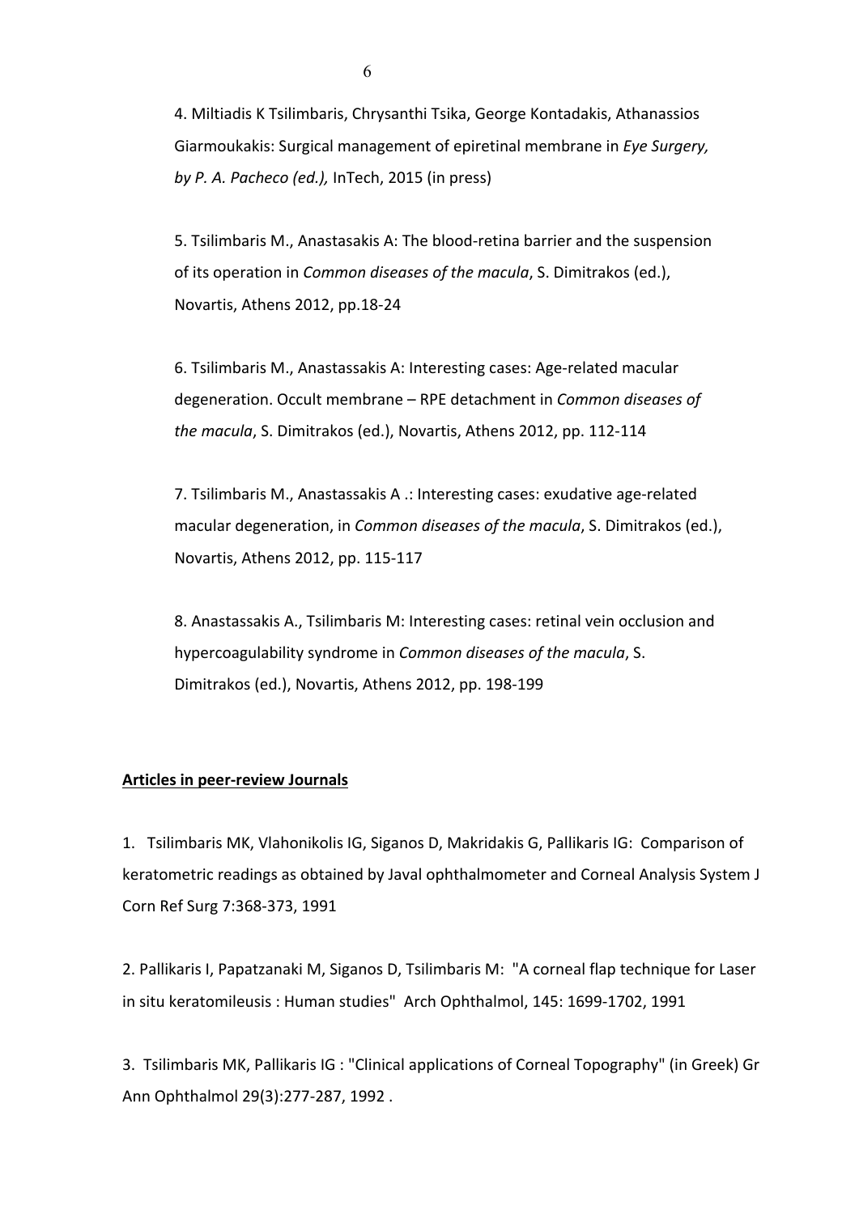4. Miltiadis K Tsilimbaris, Chrysanthi Tsika, George Kontadakis, Athanassios Giarmoukakis: Surgical management of epiretinal membrane in *Eye Surgery, by P. A. Pacheco (ed.),* InTech, 2015 (in press)

5. Tsilimbaris M., Anastasakis A: The blood-retina barrier and the suspension of its operation in *Common diseases of the macula*, S. Dimitrakos (ed.), Novartis, Athens 2012, pp.18-24

6. Tsilimbaris M., Anastassakis A: Interesting cases: Age-related macular degeneration. Occult membrane – RPE detachment in *Common diseases of the macula*, S. Dimitrakos (ed.), Novartis, Athens 2012, pp. 112-114

7. Tsilimbaris M., Anastassakis A .: Interesting cases: exudative age-related macular degeneration, in *Common diseases of the macula*, S. Dimitrakos (ed.), Novartis, Athens 2012, pp. 115-117

8. Anastassakis A., Tsilimbaris M: Interesting cases: retinal vein occlusion and hypercoagulability syndrome in *Common diseases of the macula*, S. Dimitrakos (ed.), Novartis, Athens 2012, pp. 198-199

**<u>Articles in peer-review Journals</u>**

1. Tsilimbaris MK, Vlahonikolis IG, Siganos D, Makridakis G, Pallikaris IG: Comparison of keratometric readings as obtained by Javal ophthalmometer and Corneal Analysis System J Corn Ref Surg 7:368-373, 1991

2. Pallikaris I, Papatzanaki M, Siganos D, Tsilimbaris M: "A corneal flap technique for Laser in situ keratomileusis : Human studies" Arch Ophthalmol, 145: 1699-1702, 1991

3. Tsilimbaris MK, Pallikaris IG : "Clinical applications of Corneal Topography" (in Greek) Gr Ann Ophthalmol 29(3):277-287, 1992 .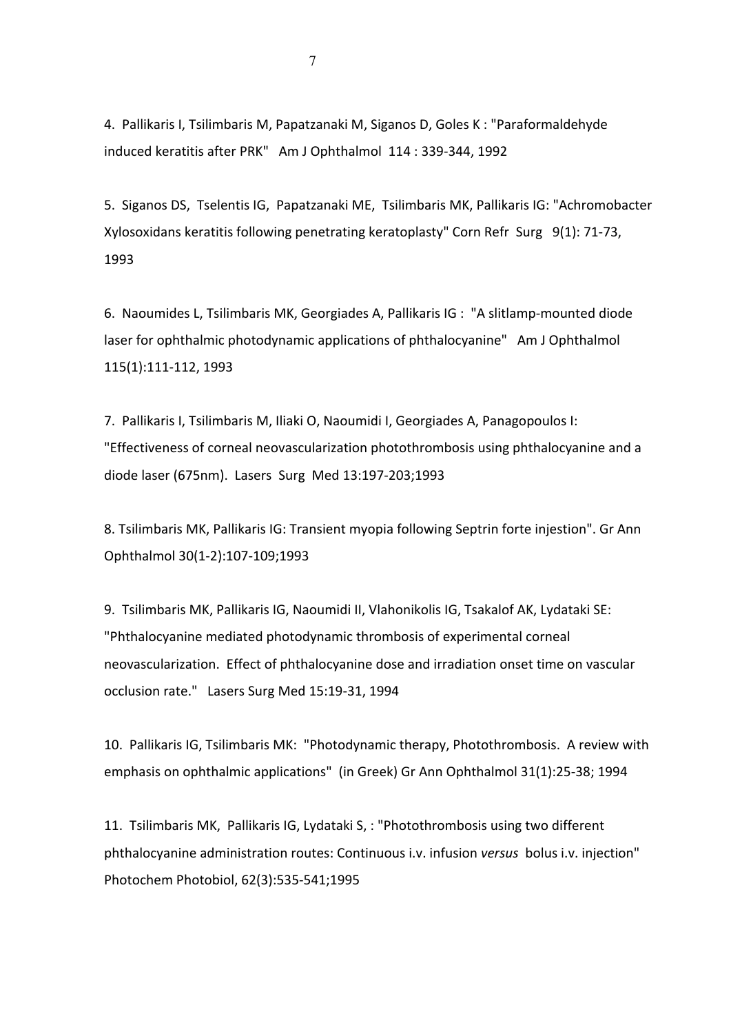4. Pallikaris I, Tsilimbaris M, Papatzanaki M, Siganos D, Goles K : "Paraformaldehyde induced keratitis after PRK" Am J Ophthalmol 114 : 339-344, 1992

5. Siganos DS, Tselentis IG, Papatzanaki ME, Tsilimbaris MK, Pallikaris IG: "Achromobacter Xylosoxidans keratitis following penetrating keratoplasty" Corn Refr Surg 9(1): 71-73, 1993

6. Naoumides L, Tsilimbaris MK, Georgiades A, Pallikaris IG : "A slitlamp-mounted diode laser for ophthalmic photodynamic applications of phthalocyanine" Am J Ophthalmol 115(1):111-112, 1993

7. Pallikaris I, Tsilimbaris M, Iliaki O, Naoumidi I, Georgiades A, Panagopoulos I: "Effectiveness of corneal neovascularization photothrombosis using phthalocyanine and a diode laser (675nm). Lasers Surg Med 13:197-203;1993

8. Tsilimbaris MK, Pallikaris IG: Transient myopia following Septrin forte injestion". Gr Ann Ophthalmol 30(1-2):107-109;1993

9. Tsilimbaris MK, Pallikaris IG, Naoumidi II, Vlahonikolis IG, Tsakalof AK, Lydataki SE: "Phthalocyanine mediated photodynamic thrombosis of experimental corneal neovascularization. Effect of phthalocyanine dose and irradiation onset time on vascular occlusion rate." Lasers Surg Med 15:19-31, 1994

10. Pallikaris IG, Tsilimbaris MK: "Photodynamic therapy, Photothrombosis. A review with emphasis on ophthalmic applications" (in Greek) Gr Ann Ophthalmol 31(1):25-38; 1994

11. Tsilimbaris MK, Pallikaris IG, Lydataki S, : "Photothrombosis using two different phthalocyanine administration routes: Continuous i.v. infusion *versus* bolus i.v. injection" Photochem Photobiol, 62(3):535-541;1995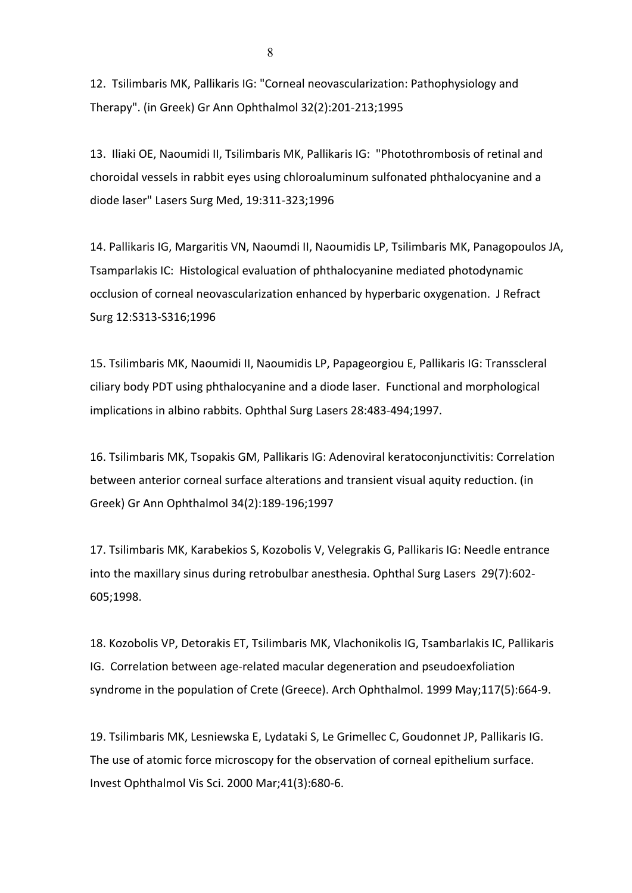12. Tsilimbaris MK, Pallikaris IG: "Corneal neovascularization: Pathophysiology and Therapy". (in Greek) Gr Ann Ophthalmol 32(2):201-213;1995

13. Iliaki OE, Naoumidi II, Tsilimbaris MK, Pallikaris IG: "Photothrombosis of retinal and choroidal vessels in rabbit eyes using chloroaluminum sulfonated phthalocyanine and a diode laser" Lasers Surg Med, 19:311-323;1996

14. Pallikaris IG, Margaritis VN, Naoumdi II, Naoumidis LP, Tsilimbaris MK, Panagopoulos JA, Tsamparlakis IC: Histological evaluation of phthalocyanine mediated photodynamic occlusion of corneal neovascularization enhanced by hyperbaric oxygenation. J Refract Surg 12:S313-S316;1996

15. Tsilimbaris MK, Naoumidi II, Naoumidis LP, Papageorgiou E, Pallikaris IG: Transscleral ciliary body PDT using phthalocyanine and a diode laser. Functional and morphological implications in albino rabbits. Ophthal Surg Lasers 28:483-494;1997.

16. Tsilimbaris MK, Tsopakis GM, Pallikaris IG: Adenoviral keratoconjunctivitis: Correlation between anterior corneal surface alterations and transient visual aquity reduction. (in Greek) Gr Ann Ophthalmol 34(2):189-196;1997

17. Tsilimbaris MK, Karabekios S, Kozobolis V, Velegrakis G, Pallikaris IG: Needle entrance into the maxillary sinus during retrobulbar anesthesia. Ophthal Surg Lasers 29(7):602-605;1998.

18. Kozobolis VP, Detorakis ET, Tsilimbaris MK, Vlachonikolis IG, Tsambarlakis IC, Pallikaris IG. Correlation between age-related macular degeneration and pseudoexfoliation syndrome in the population of Crete (Greece). Arch Ophthalmol. 1999 May;117(5):664-9.

19. Tsilimbaris MK, Lesniewska E, Lydataki S, Le Grimellec C, Goudonnet JP, Pallikaris IG. The use of atomic force microscopy for the observation of corneal epithelium surface. Invest Ophthalmol Vis Sci. 2000 Mar;41(3):680-6.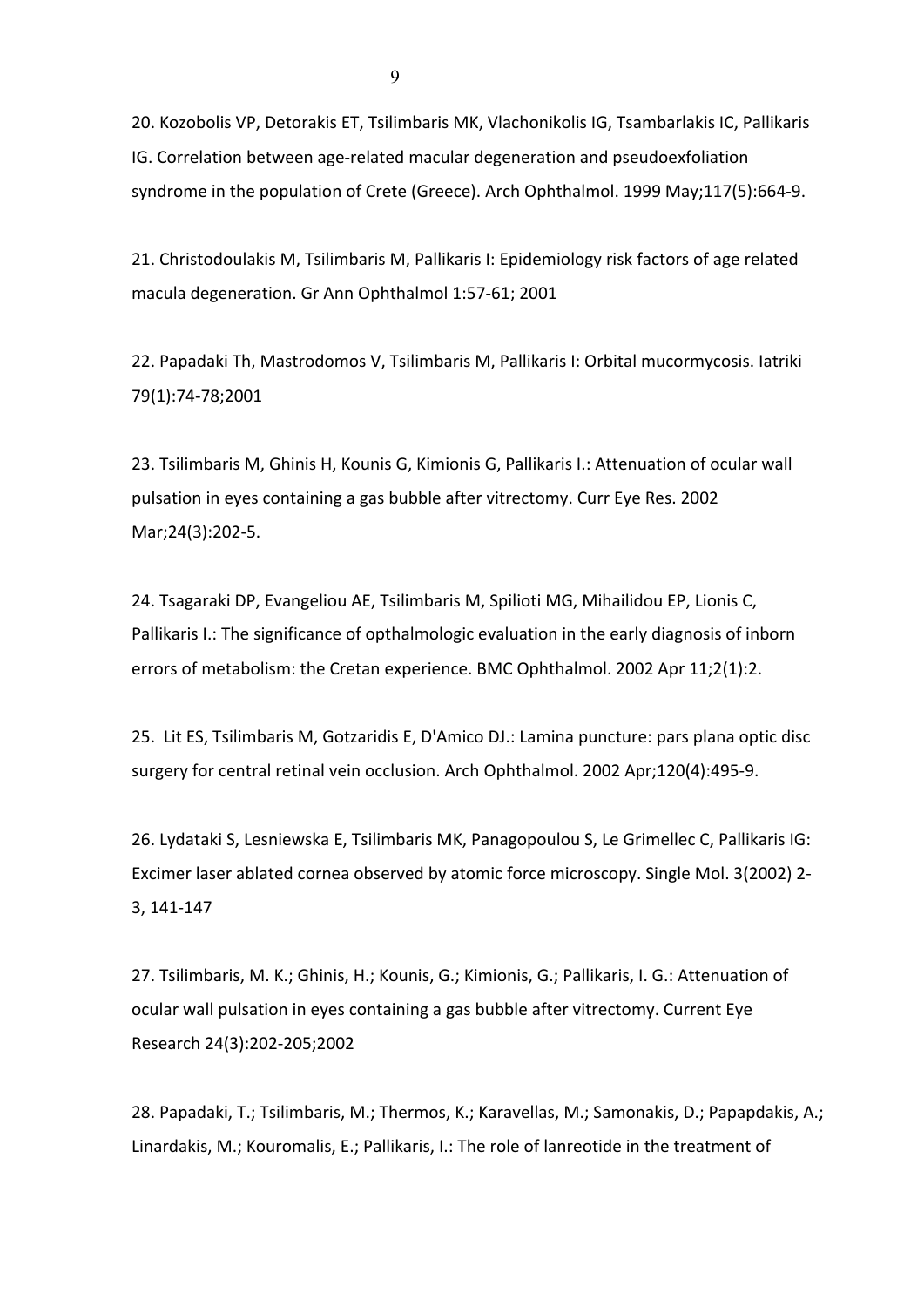20. Kozobolis VP, Detorakis ET, Tsilimbaris MK, Vlachonikolis IG, Tsambarlakis IC, Pallikaris IG. Correlation between age-related macular degeneration and pseudoexfoliation syndrome in the population of Crete (Greece). Arch Ophthalmol. 1999 May;117(5):664-9.

21. Christodoulakis M, Tsilimbaris M, Pallikaris I: Epidemiology risk factors of age related macula degeneration. Gr Ann Ophthalmol 1:57-61; 2001

22. Papadaki Th, Mastrodomos V, Tsilimbaris M, Pallikaris I: Orbital mucormycosis. Iatriki 79(1):74-78;2001

23. Tsilimbaris M, Ghinis H, Kounis G, Kimionis G, Pallikaris I.: Attenuation of ocular wall pulsation in eyes containing a gas bubble after vitrectomy. Curr Eye Res. 2002 Mar;24(3):202-5.

24. Tsagaraki DP, Evangeliou AE, Tsilimbaris M, Spilioti MG, Mihailidou EP, Lionis C, Pallikaris I.: The significance of opthalmologic evaluation in the early diagnosis of inborn errors of metabolism: the Cretan experience. BMC Ophthalmol. 2002 Apr 11;2(1):2.

25. Lit ES, Tsilimbaris M, Gotzaridis E, D'Amico DJ.: Lamina puncture: pars plana optic disc surgery for central retinal vein occlusion. Arch Ophthalmol. 2002 Apr;120(4):495-9.

26. Lydataki S, Lesniewska E, Tsilimbaris MK, Panagopoulou S, Le Grimellec C, Pallikaris IG: Excimer laser ablated cornea observed by atomic force microscopy. Single Mol. 3(2002) 2-3, 141-147

27. Tsilimbaris, M. K.; Ghinis, H.; Kounis, G.; Kimionis, G.; Pallikaris, I. G.: Attenuation of ocular wall pulsation in eyes containing a gas bubble after vitrectomy. Current Eye Research 24(3):202-205;2002

28. Papadaki, T.; Tsilimbaris, M.; Thermos, K.; Karavellas, M.; Samonakis, D.; Papapdakis, A.; Linardakis, M.; Kouromalis, E.; Pallikaris, I.: The role of lanreotide in the treatment of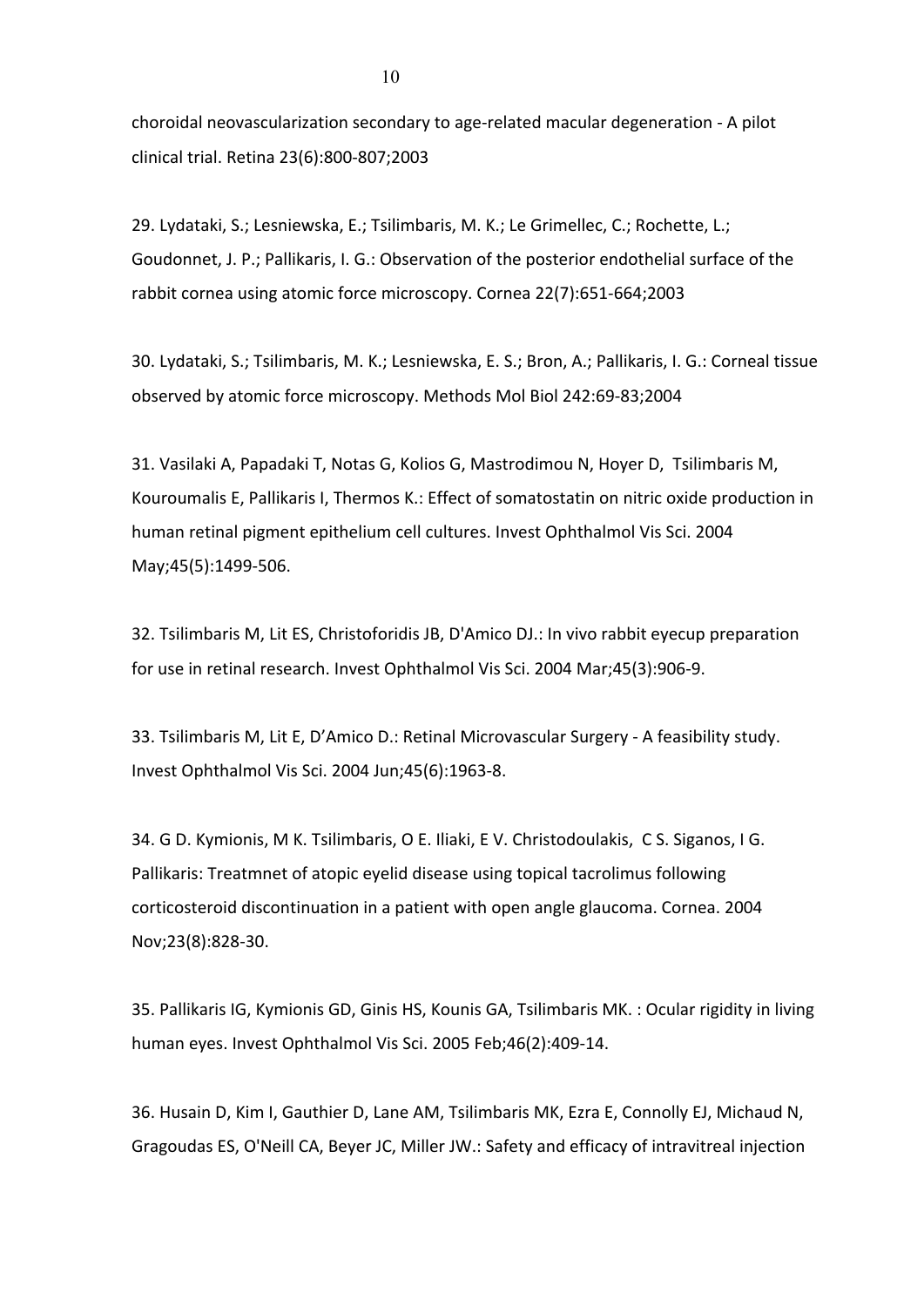choroidal neovascularization secondary to age-related macular degeneration - A pilot clinical trial. Retina 23(6):800-807;2003

29. Lydataki, S.; Lesniewska, E.; Tsilimbaris, M. K.; Le Grimellec, C.; Rochette, L.; Goudonnet, J. P.; Pallikaris, I. G.: Observation of the posterior endothelial surface of the rabbit cornea using atomic force microscopy. Cornea 22(7):651-664;2003

30. Lydataki, S.; Tsilimbaris, M. K.; Lesniewska, E. S.; Bron, A.; Pallikaris, I. G.: Corneal tissue observed by atomic force microscopy. Methods Mol Biol 242:69-83;2004

31. Vasilaki A, Papadaki T, Notas G, Kolios G, Mastrodimou N, Hoyer D, Tsilimbaris M, Kouroumalis E, Pallikaris I, Thermos K.: Effect of somatostatin on nitric oxide production in human retinal pigment epithelium cell cultures. Invest Ophthalmol Vis Sci. 2004 May;45(5):1499-506.

32. Tsilimbaris M, Lit ES, Christoforidis JB, D'Amico DJ.: In vivo rabbit eyecup preparation for use in retinal research. Invest Ophthalmol Vis Sci. 2004 Mar;45(3):906-9.

33. Tsilimbaris M, Lit E, D'Amico D.: Retinal Microvascular Surgery - A feasibility study. Invest Ophthalmol Vis Sci. 2004 Jun;45(6):1963-8.

34. G D. Kymionis, M K. Tsilimbaris, O E. Iliaki, E V. Christodoulakis, C S. Siganos, I G. Pallikaris: Treatmnet of atopic eyelid disease using topical tacrolimus following corticosteroid discontinuation in a patient with open angle glaucoma. Cornea. 2004 Nov;23(8):828-30.

35. Pallikaris IG, Kymionis GD, Ginis HS, Kounis GA, Tsilimbaris MK. : Ocular rigidity in living human eyes. Invest Ophthalmol Vis Sci. 2005 Feb;46(2):409-14.

36. Husain D, Kim I, Gauthier D, Lane AM, Tsilimbaris MK, Ezra E, Connolly EJ, Michaud N, Gragoudas ES, O'Neill CA, Beyer JC, Miller JW.: Safety and efficacy of intravitreal injection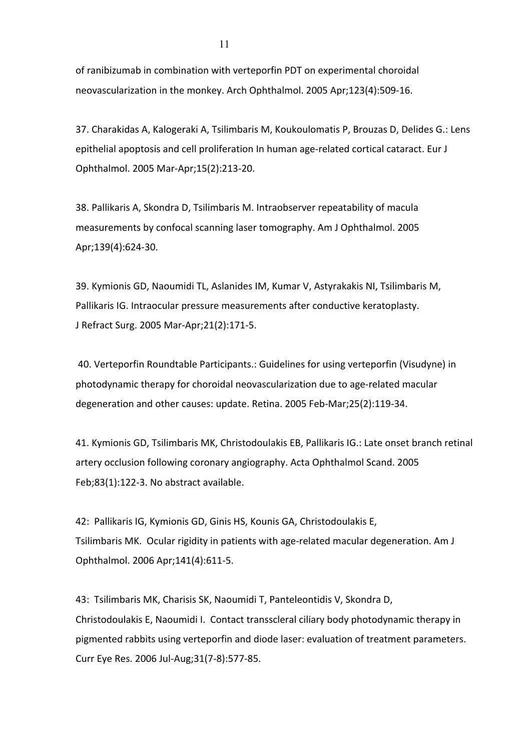of ranibizumab in combination with verteporfin PDT on experimental choroidal neovascularization in the monkey. Arch Ophthalmol. 2005 Apr;123(4):509-16.

37. Charakidas A, Kalogeraki A, Tsilimbaris M, Koukoulomatis P, Brouzas D, Delides G.: Lens epithelial apoptosis and cell proliferation In human age-related cortical cataract. Eur J Ophthalmol. 2005 Mar-Apr;15(2):213-20.

38. Pallikaris A, Skondra D, Tsilimbaris M. Intraobserver repeatability of macula measurements by confocal scanning laser tomography. Am J Ophthalmol. 2005 Apr;139(4):624-30.

39. Kymionis GD, Naoumidi TL, Aslanides IM, Kumar V, Astyrakakis NI, Tsilimbaris M, Pallikaris IG. Intraocular pressure measurements after conductive keratoplasty. J Refract Surg. 2005 Mar-Apr;21(2):171-5.

40. Verteporfin Roundtable Participants.: Guidelines for using verteporfin (Visudyne) in photodynamic therapy for choroidal neovascularization due to age-related macular degeneration and other causes: update. Retina. 2005 Feb-Mar;25(2):119-34.

41. Kymionis GD, Tsilimbaris MK, Christodoulakis EB, Pallikaris IG.: Late onset branch retinal artery occlusion following coronary angiography. Acta Ophthalmol Scand. 2005 Feb;83(1):122-3. No abstract available.

42: Pallikaris IG, Kymionis GD, Ginis HS, Kounis GA, Christodoulakis E, Tsilimbaris MK. Ocular rigidity in patients with age-related macular degeneration. Am J Ophthalmol. 2006 Apr;141(4):611-5.

43: Tsilimbaris MK, Charisis SK, Naoumidi T, Panteleontidis V, Skondra D, Christodoulakis E, Naoumidi I. Contact transscleral ciliary body photodynamic therapy in pigmented rabbits using verteporfin and diode laser: evaluation of treatment parameters. Curr Eye Res. 2006 Jul-Aug;31(7-8):577-85.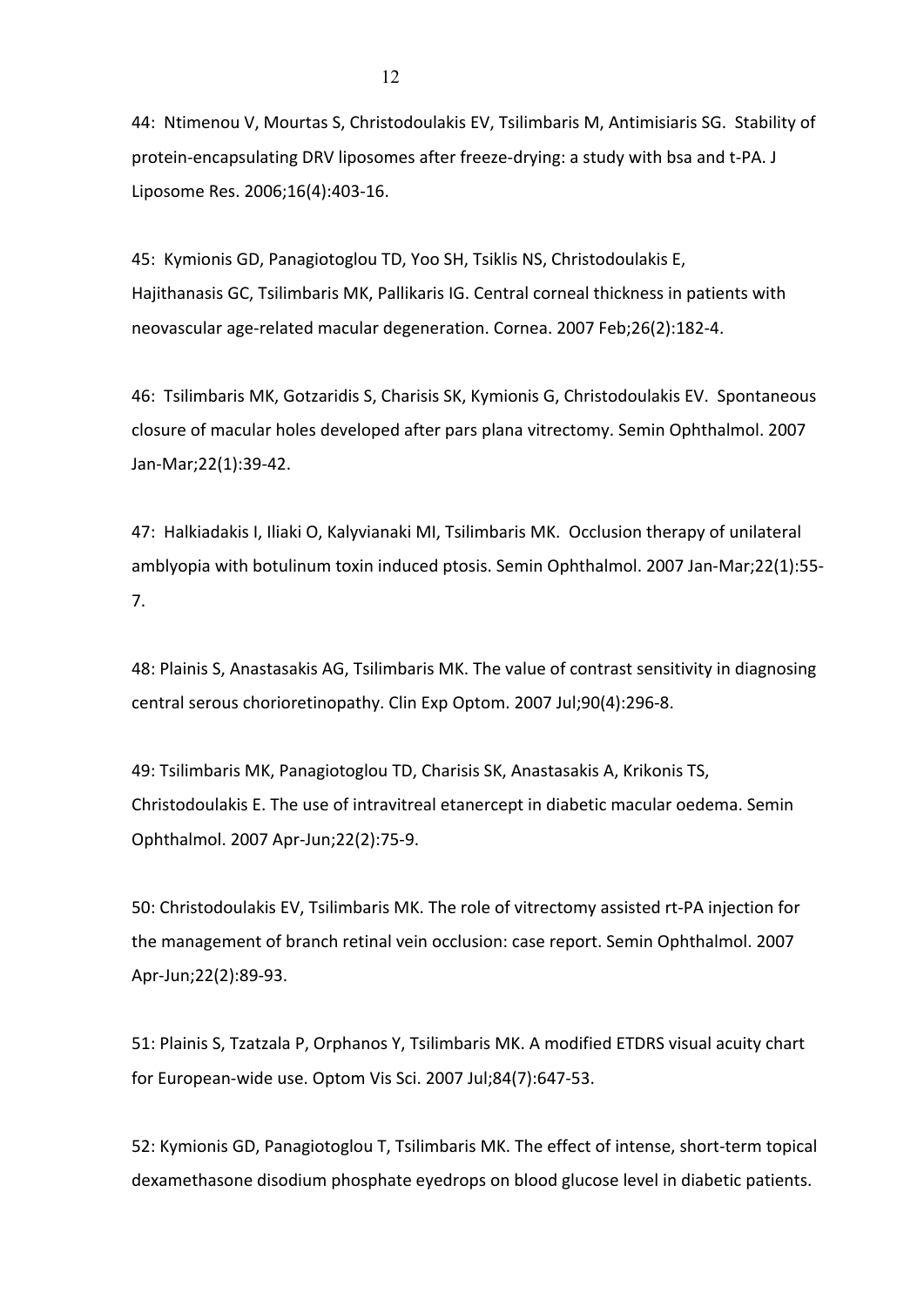44: Ntimenou V, Mourtas S, Christodoulakis EV, Tsilimbaris M, Antimisiaris SG. Stability of protein-encapsulating DRV liposomes after freeze-drying: a study with bsa and t-PA. J Liposome Res. 2006;16(4):403-16.

45: Kymionis GD, Panagiotoglou TD, Yoo SH, Tsiklis NS, Christodoulakis E, Hajithanasis GC, Tsilimbaris MK, Pallikaris IG. Central corneal thickness in patients with neovascular age-related macular degeneration. Cornea. 2007 Feb;26(2):182-4.

46: Tsilimbaris MK, Gotzaridis S, Charisis SK, Kymionis G, Christodoulakis EV. Spontaneous closure of macular holes developed after pars plana vitrectomy. Semin Ophthalmol. 2007 Jan-Mar;22(1):39-42.

47: Halkiadakis I, Iliaki O, Kalyvianaki MI, Tsilimbaris MK. Occlusion therapy of unilateral amblyopia with botulinum toxin induced ptosis. Semin Ophthalmol. 2007 Jan-Mar;22(1):55-7.

48: Plainis S, Anastasakis AG, Tsilimbaris MK. The value of contrast sensitivity in diagnosing central serous chorioretinopathy. Clin Exp Optom. 2007 Jul;90(4):296-8.

49: Tsilimbaris MK, Panagiotoglou TD, Charisis SK, Anastasakis A, Krikonis TS, Christodoulakis E. The use of intravitreal etanercept in diabetic macular oedema. Semin Ophthalmol. 2007 Apr-Jun;22(2):75-9.

50: Christodoulakis EV, Tsilimbaris MK. The role of vitrectomy assisted rt-PA injection for the management of branch retinal vein occlusion: case report. Semin Ophthalmol. 2007 Apr-Jun;22(2):89-93.

51: Plainis S, Tzatzala P, Orphanos Y, Tsilimbaris MK. A modified ETDRS visual acuity chart for European-wide use. Optom Vis Sci. 2007 Jul;84(7):647-53.

52: Kymionis GD, Panagiotoglou T, Tsilimbaris MK. The effect of intense, short-term topical dexamethasone disodium phosphate eyedrops on blood glucose level in diabetic patients.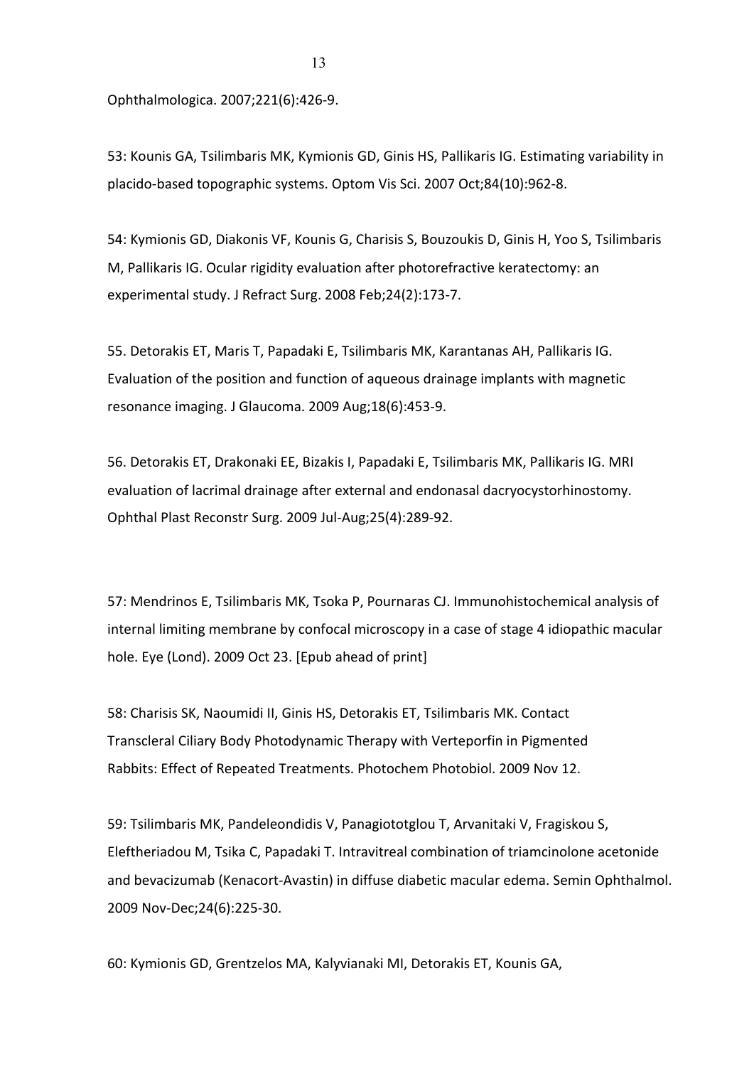Ophthalmologica. 2007;221(6):426-9.

53: Kounis GA, Tsilimbaris MK, Kymionis GD, Ginis HS, Pallikaris IG. Estimating variability in placido-based topographic systems. Optom Vis Sci. 2007 Oct;84(10):962-8.

54: Kymionis GD, Diakonis VF, Kounis G, Charisis S, Bouzoukis D, Ginis H, Yoo S, Tsilimbaris M, Pallikaris IG. Ocular rigidity evaluation after photorefractive keratectomy: an experimental study. J Refract Surg. 2008 Feb;24(2):173-7.

55. Detorakis ET, Maris T, Papadaki E, Tsilimbaris MK, Karantanas AH, Pallikaris IG. Evaluation of the position and function of aqueous drainage implants with magnetic resonance imaging. J Glaucoma. 2009 Aug;18(6):453-9.

56. Detorakis ET, Drakonaki EE, Bizakis I, Papadaki E, Tsilimbaris MK, Pallikaris IG. MRI evaluation of lacrimal drainage after external and endonasal dacryocystorhinostomy. Ophthal Plast Reconstr Surg. 2009 Jul-Aug;25(4):289-92.

57: Mendrinos E, Tsilimbaris MK, Tsoka P, Pournaras CJ. Immunohistochemical analysis of internal limiting membrane by confocal microscopy in a case of stage 4 idiopathic macular hole. Eye (Lond). 2009 Oct 23. [Epub ahead of print]

58: Charisis SK, Naoumidi II, Ginis HS, Detorakis ET, Tsilimbaris MK. Contact Transcleral Ciliary Body Photodynamic Therapy with Verteporfin in Pigmented Rabbits: Effect of Repeated Treatments. Photochem Photobiol. 2009 Nov 12.

59: Tsilimbaris MK, Pandeleondidis V, Panagiototglou T, Arvanitaki V, Fragiskou S, Eleftheriadou M, Tsika C, Papadaki T. Intravitreal combination of triamcinolone acetonide and bevacizumab (Kenacort-Avastin) in diffuse diabetic macular edema. Semin Ophthalmol. 2009 Nov-Dec;24(6):225-30.

60: Kymionis GD, Grentzelos MA, Kalyvianaki MI, Detorakis ET, Kounis GA,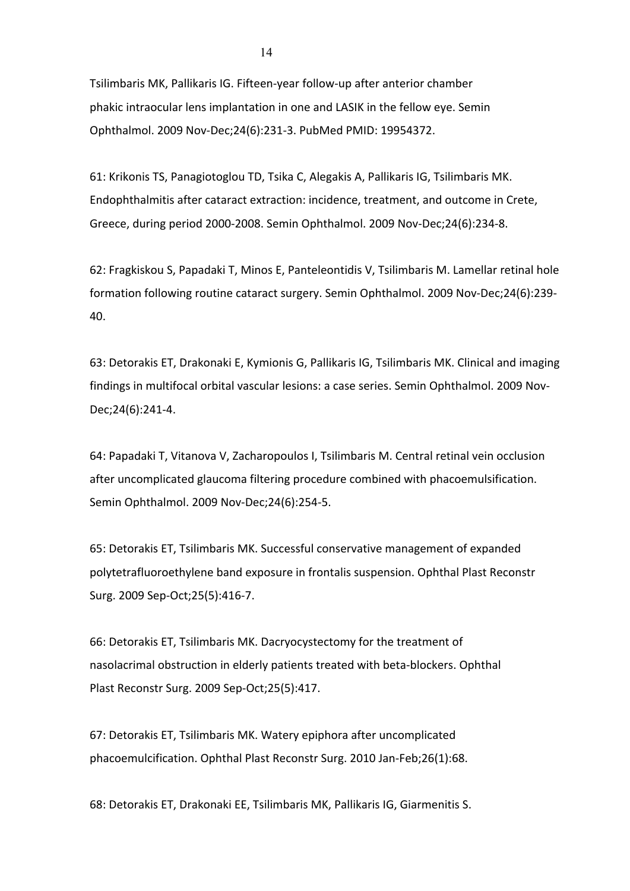Tsilimbaris MK, Pallikaris IG. Fifteen-year follow-up after anterior chamber phakic intraocular lens implantation in one and LASIK in the fellow eye. Semin Ophthalmol. 2009 Nov-Dec;24(6):231-3. PubMed PMID: 19954372.

61: Krikonis TS, Panagiotoglou TD, Tsika C, Alegakis A, Pallikaris IG, Tsilimbaris MK. Endophthalmitis after cataract extraction: incidence, treatment, and outcome in Crete, Greece, during period 2000-2008. Semin Ophthalmol. 2009 Nov-Dec;24(6):234-8.

62: Fragkiskou S, Papadaki T, Minos E, Panteleontidis V, Tsilimbaris M. Lamellar retinal hole formation following routine cataract surgery. Semin Ophthalmol. 2009 Nov-Dec;24(6):239-40.

63: Detorakis ET, Drakonaki E, Kymionis G, Pallikaris IG, Tsilimbaris MK. Clinical and imaging findings in multifocal orbital vascular lesions: a case series. Semin Ophthalmol. 2009 Nov-Dec;24(6):241-4.

64: Papadaki T, Vitanova V, Zacharopoulos I, Tsilimbaris M. Central retinal vein occlusion after uncomplicated glaucoma filtering procedure combined with phacoemulsification. Semin Ophthalmol. 2009 Nov-Dec;24(6):254-5.

65: Detorakis ET, Tsilimbaris MK. Successful conservative management of expanded polytetrafluoroethylene band exposure in frontalis suspension. Ophthal Plast Reconstr Surg. 2009 Sep-Oct;25(5):416-7.

66: Detorakis ET, Tsilimbaris MK. Dacryocystectomy for the treatment of nasolacrimal obstruction in elderly patients treated with beta-blockers. Ophthal Plast Reconstr Surg. 2009 Sep-Oct;25(5):417.

67: Detorakis ET, Tsilimbaris MK. Watery epiphora after uncomplicated phacoemulcification. Ophthal Plast Reconstr Surg. 2010 Jan-Feb;26(1):68.

68: Detorakis ET, Drakonaki EE, Tsilimbaris MK, Pallikaris IG, Giarmenitis S.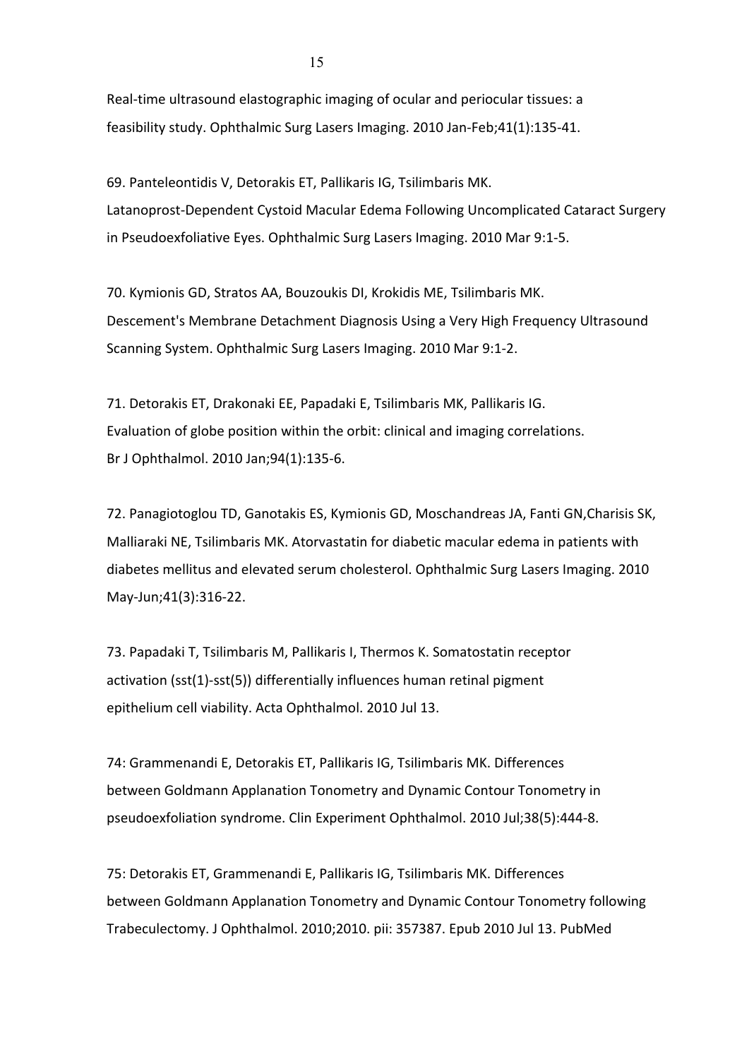Real-time ultrasound elastographic imaging of ocular and periocular tissues: a feasibility study. Ophthalmic Surg Lasers Imaging. 2010 Jan-Feb;41(1):135-41.

69. Panteleontidis V, Detorakis ET, Pallikaris IG, Tsilimbaris MK. Latanoprost-Dependent Cystoid Macular Edema Following Uncomplicated Cataract Surgery in Pseudoexfoliative Eyes. Ophthalmic Surg Lasers Imaging. 2010 Mar 9:1-5.

70. Kymionis GD, Stratos AA, Bouzoukis DI, Krokidis ME, Tsilimbaris MK. Descement's Membrane Detachment Diagnosis Using a Very High Frequency Ultrasound Scanning System. Ophthalmic Surg Lasers Imaging. 2010 Mar 9:1-2.

71. Detorakis ET, Drakonaki EE, Papadaki E, Tsilimbaris MK, Pallikaris IG. Evaluation of globe position within the orbit: clinical and imaging correlations. Br J Ophthalmol. 2010 Jan;94(1):135-6.

72. Panagiotoglou TD, Ganotakis ES, Kymionis GD, Moschandreas JA, Fanti GN,Charisis SK, Malliaraki NE, Tsilimbaris MK. Atorvastatin for diabetic macular edema in patients with diabetes mellitus and elevated serum cholesterol. Ophthalmic Surg Lasers Imaging. 2010 May-Jun;41(3):316-22.

73. Papadaki T, Tsilimbaris M, Pallikaris I, Thermos K. Somatostatin receptor activation (sst(1)-sst(5)) differentially influences human retinal pigment epithelium cell viability. Acta Ophthalmol. 2010 Jul 13.

74: Grammenandi E, Detorakis ET, Pallikaris IG, Tsilimbaris MK. Differences between Goldmann Applanation Tonometry and Dynamic Contour Tonometry in pseudoexfoliation syndrome. Clin Experiment Ophthalmol. 2010 Jul;38(5):444-8.

75: Detorakis ET, Grammenandi E, Pallikaris IG, Tsilimbaris MK. Differences between Goldmann Applanation Tonometry and Dynamic Contour Tonometry following Trabeculectomy. J Ophthalmol. 2010;2010. pii: 357387. Epub 2010 Jul 13. PubMed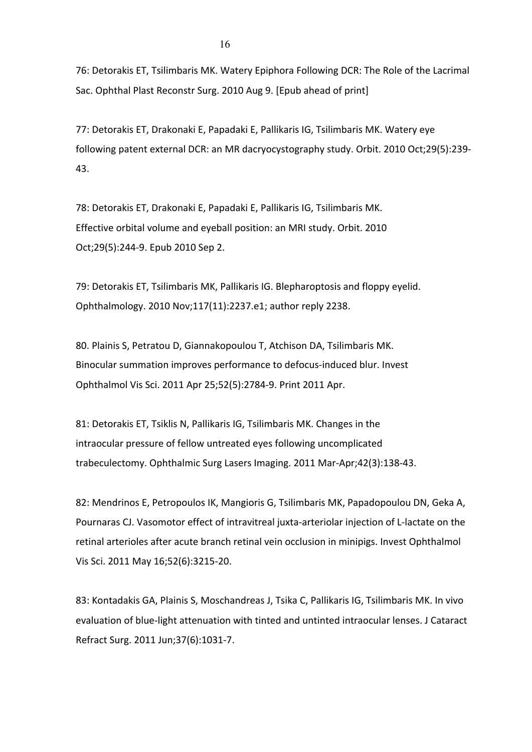76: Detorakis ET, Tsilimbaris MK. Watery Epiphora Following DCR: The Role of the Lacrimal Sac. Ophthal Plast Reconstr Surg. 2010 Aug 9. [Epub ahead of print]

77: Detorakis ET, Drakonaki E, Papadaki E, Pallikaris IG, Tsilimbaris MK. Watery eye following patent external DCR: an MR dacryocystography study. Orbit. 2010 Oct;29(5):239-43.

78: Detorakis ET, Drakonaki E, Papadaki E, Pallikaris IG, Tsilimbaris MK. Effective orbital volume and eyeball position: an MRI study. Orbit. 2010 Oct;29(5):244-9. Epub 2010 Sep 2.

79: Detorakis ET, Tsilimbaris MK, Pallikaris IG. Blepharoptosis and floppy eyelid. Ophthalmology. 2010 Nov;117(11):2237.e1; author reply 2238.

80. Plainis S, Petratou D, Giannakopoulou T, Atchison DA, Tsilimbaris MK. Binocular summation improves performance to defocus-induced blur. Invest Ophthalmol Vis Sci. 2011 Apr 25;52(5):2784-9. Print 2011 Apr.

81: Detorakis ET, Tsiklis N, Pallikaris IG, Tsilimbaris MK. Changes in the intraocular pressure of fellow untreated eyes following uncomplicated trabeculectomy. Ophthalmic Surg Lasers Imaging. 2011 Mar-Apr;42(3):138-43.

82: Mendrinos E, Petropoulos IK, Mangioris G, Tsilimbaris MK, Papadopoulou DN, Geka A, Pournaras CJ. Vasomotor effect of intravitreal juxta-arteriolar injection of L-lactate on the retinal arterioles after acute branch retinal vein occlusion in minipigs. Invest Ophthalmol Vis Sci. 2011 May 16;52(6):3215-20.

83: Kontadakis GA, Plainis S, Moschandreas J, Tsika C, Pallikaris IG, Tsilimbaris MK. In vivo evaluation of blue-light attenuation with tinted and untinted intraocular lenses. J Cataract Refract Surg. 2011 Jun;37(6):1031-7.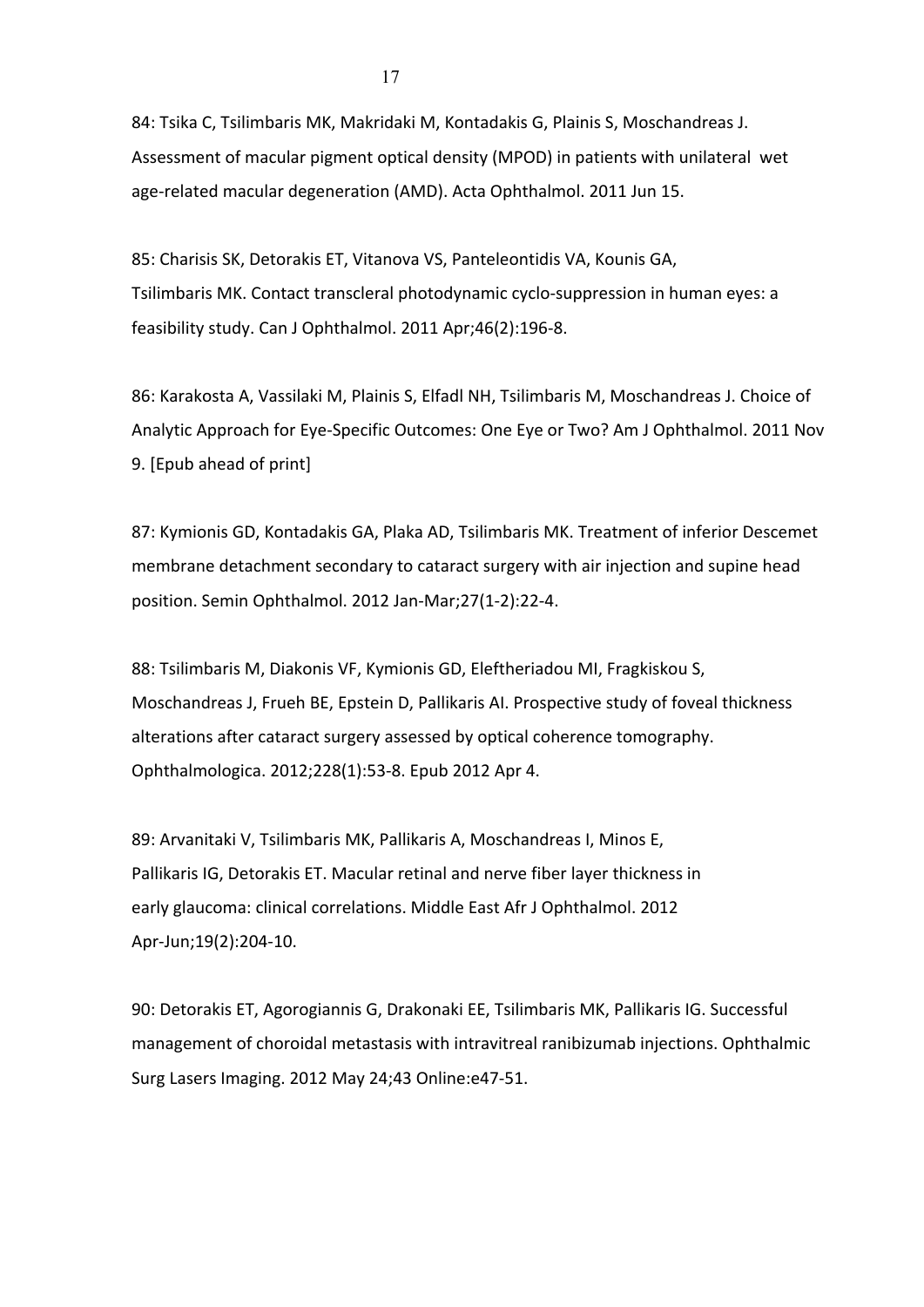84: Tsika C, Tsilimbaris MK, Makridaki M, Kontadakis G, Plainis S, Moschandreas J. Assessment of macular pigment optical density (MPOD) in patients with unilateral wet age-related macular degeneration (AMD). Acta Ophthalmol. 2011 Jun 15.

85: Charisis SK, Detorakis ET, Vitanova VS, Panteleontidis VA, Kounis GA, Tsilimbaris MK. Contact transcleral photodynamic cyclo-suppression in human eyes: a feasibility study. Can J Ophthalmol. 2011 Apr;46(2):196-8.

86: Karakosta A, Vassilaki M, Plainis S, Elfadl NH, Tsilimbaris M, Moschandreas J. Choice of Analytic Approach for Eye-Specific Outcomes: One Eye or Two? Am J Ophthalmol. 2011 Nov 9. [Epub ahead of print]

87: Kymionis GD, Kontadakis GA, Plaka AD, Tsilimbaris MK. Treatment of inferior Descemet membrane detachment secondary to cataract surgery with air injection and supine head position. Semin Ophthalmol. 2012 Jan-Mar;27(1-2):22-4.

88: Tsilimbaris M, Diakonis VF, Kymionis GD, Eleftheriadou MI, Fragkiskou S, Moschandreas J, Frueh BE, Epstein D, Pallikaris AI. Prospective study of foveal thickness alterations after cataract surgery assessed by optical coherence tomography. Ophthalmologica. 2012;228(1):53-8. Epub 2012 Apr 4.

89: Arvanitaki V, Tsilimbaris MK, Pallikaris A, Moschandreas I, Minos E, Pallikaris IG, Detorakis ET. Macular retinal and nerve fiber layer thickness in early glaucoma: clinical correlations. Middle East Afr J Ophthalmol. 2012 Apr-Jun;19(2):204-10.

90: Detorakis ET, Agorogiannis G, Drakonaki EE, Tsilimbaris MK, Pallikaris IG. Successful management of choroidal metastasis with intravitreal ranibizumab injections. Ophthalmic Surg Lasers Imaging. 2012 May 24;43 Online:e47-51.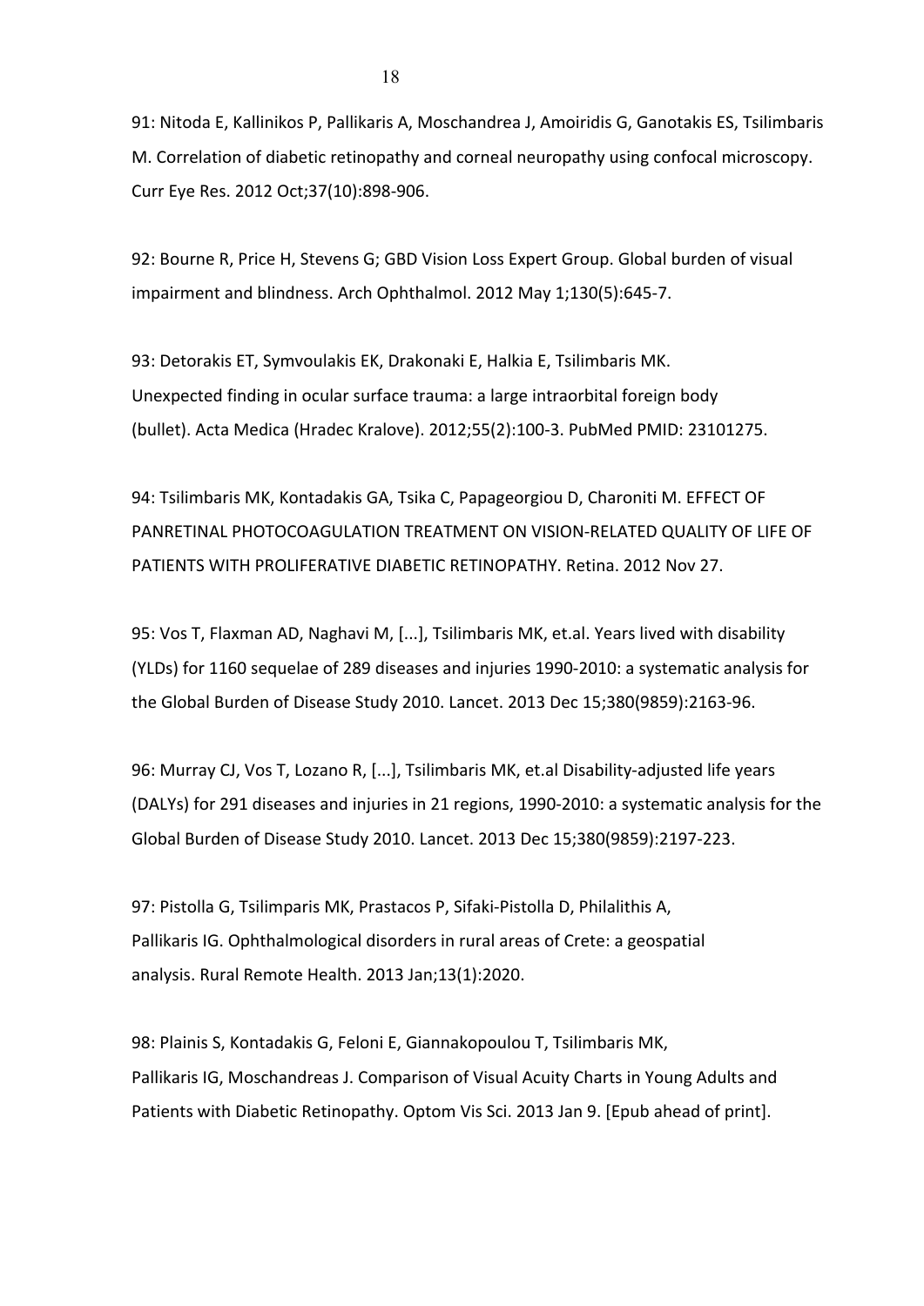91: Nitoda E, Kallinikos P, Pallikaris A, Moschandrea J, Amoiridis G, Ganotakis ES, Tsilimbaris M. Correlation of diabetic retinopathy and corneal neuropathy using confocal microscopy. Curr Eye Res. 2012 Oct;37(10):898-906.

92: Bourne R, Price H, Stevens G; GBD Vision Loss Expert Group. Global burden of visual impairment and blindness. Arch Ophthalmol. 2012 May 1;130(5):645-7.

93: Detorakis ET, Symvoulakis EK, Drakonaki E, Halkia E, Tsilimbaris MK. Unexpected finding in ocular surface trauma: a large intraorbital foreign body (bullet). Acta Medica (Hradec Kralove). 2012;55(2):100-3. PubMed PMID: 23101275.

94: Tsilimbaris MK, Kontadakis GA, Tsika C, Papageorgiou D, Charoniti M. EFFECT OF PANRETINAL PHOTOCOAGULATION TREATMENT ON VISION-RELATED QUALITY OF LIFE OF PATIENTS WITH PROLIFERATIVE DIABETIC RETINOPATHY. Retina. 2012 Nov 27.

95: Vos T, Flaxman AD, Naghavi M, [...], Tsilimbaris MK, et.al. Years lived with disability (YLDs) for 1160 sequelae of 289 diseases and injuries 1990-2010: a systematic analysis for the Global Burden of Disease Study 2010. Lancet. 2013 Dec 15;380(9859):2163-96.

96: Murray CJ, Vos T, Lozano R, [...], Tsilimbaris MK, et.al Disability-adjusted life years (DALYs) for 291 diseases and injuries in 21 regions, 1990-2010: a systematic analysis for the Global Burden of Disease Study 2010. Lancet. 2013 Dec 15;380(9859):2197-223.

97: Pistolla G, Tsilimparis MK, Prastacos P, Sifaki-Pistolla D, Philalithis A, Pallikaris IG. Ophthalmological disorders in rural areas of Crete: a geospatial analysis. Rural Remote Health. 2013 Jan;13(1):2020.

98: Plainis S, Kontadakis G, Feloni E, Giannakopoulou T, Tsilimbaris MK, Pallikaris IG, Moschandreas J. Comparison of Visual Acuity Charts in Young Adults and Patients with Diabetic Retinopathy. Optom Vis Sci. 2013 Jan 9. [Epub ahead of print].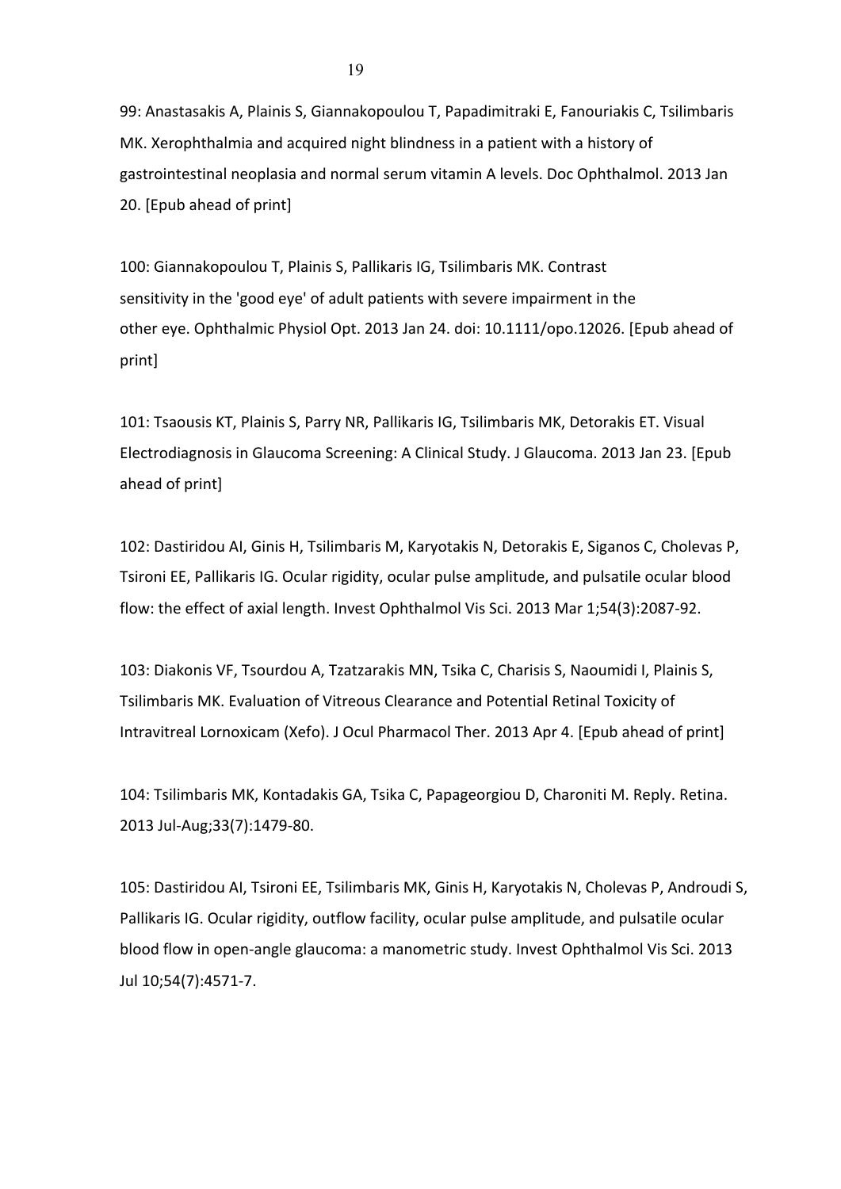99: Anastasakis A, Plainis S, Giannakopoulou T, Papadimitraki E, Fanouriakis C, Tsilimbaris MK. Xerophthalmia and acquired night blindness in a patient with a history of gastrointestinal neoplasia and normal serum vitamin A levels. Doc Ophthalmol. 2013 Jan 20. [Epub ahead of print]

100: Giannakopoulou T, Plainis S, Pallikaris IG, Tsilimbaris MK. Contrast sensitivity in the 'good eye' of adult patients with severe impairment in the other eye. Ophthalmic Physiol Opt. 2013 Jan 24. doi: 10.1111/opo.12026. [Epub ahead of print]

101: Tsaousis KT, Plainis S, Parry NR, Pallikaris IG, Tsilimbaris MK, Detorakis ET. Visual Electrodiagnosis in Glaucoma Screening: A Clinical Study. J Glaucoma. 2013 Jan 23. [Epub ahead of print]

102: Dastiridou AI, Ginis H, Tsilimbaris M, Karyotakis N, Detorakis E, Siganos C, Cholevas P, Tsironi EE, Pallikaris IG. Ocular rigidity, ocular pulse amplitude, and pulsatile ocular blood flow: the effect of axial length. Invest Ophthalmol Vis Sci. 2013 Mar 1;54(3):2087-92.

103: Diakonis VF, Tsourdou A, Tzatzarakis MN, Tsika C, Charisis S, Naoumidi I, Plainis S, Tsilimbaris MK. Evaluation of Vitreous Clearance and Potential Retinal Toxicity of Intravitreal Lornoxicam (Xefo). J Ocul Pharmacol Ther. 2013 Apr 4. [Epub ahead of print]

104: Tsilimbaris MK, Kontadakis GA, Tsika C, Papageorgiou D, Charoniti M. Reply. Retina. 2013 Jul-Aug;33(7):1479-80.

105: Dastiridou AI, Tsironi EE, Tsilimbaris MK, Ginis H, Karyotakis N, Cholevas P, Androudi S, Pallikaris IG. Ocular rigidity, outflow facility, ocular pulse amplitude, and pulsatile ocular blood flow in open-angle glaucoma: a manometric study. Invest Ophthalmol Vis Sci. 2013 Jul 10;54(7):4571-7.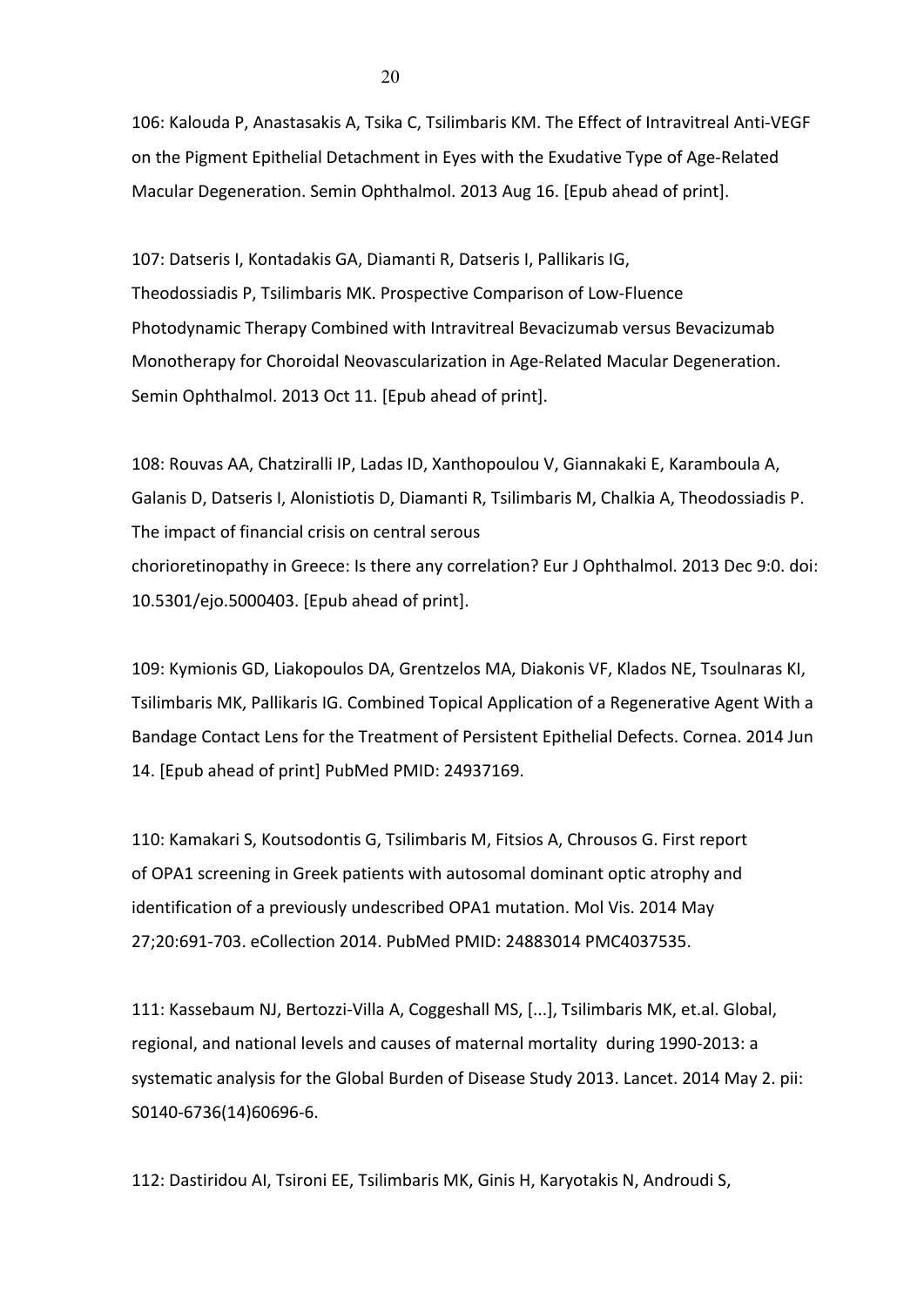106: Kalouda P, Anastasakis A, Tsika C, Tsilimbaris KM. The Effect of Intravitreal Anti-VEGF on the Pigment Epithelial Detachment in Eyes with the Exudative Type of Age-Related Macular Degeneration. Semin Ophthalmol. 2013 Aug 16. [Epub ahead of print].

107: Datseris I, Kontadakis GA, Diamanti R, Datseris I, Pallikaris IG, Theodossiadis P, Tsilimbaris MK. Prospective Comparison of Low-Fluence Photodynamic Therapy Combined with Intravitreal Bevacizumab versus Bevacizumab Monotherapy for Choroidal Neovascularization in Age-Related Macular Degeneration. Semin Ophthalmol. 2013 Oct 11. [Epub ahead of print].

108: Rouvas AA, Chatziralli IP, Ladas ID, Xanthopoulou V, Giannakaki E, Karamboula A, Galanis D, Datseris I, Alonistiotis D, Diamanti R, Tsilimbaris M, Chalkia A, Theodossiadis P. The impact of financial crisis on central serous chorioretinopathy in Greece: Is there any correlation? Eur J Ophthalmol. 2013 Dec 9:0. doi: 10.5301/ejo.5000403. [Epub ahead of print].

109: Kymionis GD, Liakopoulos DA, Grentzelos MA, Diakonis VF, Klados NE, Tsoulnaras KI, Tsilimbaris MK, Pallikaris IG. Combined Topical Application of a Regenerative Agent With a Bandage Contact Lens for the Treatment of Persistent Epithelial Defects. Cornea. 2014 Jun 14. [Epub ahead of print] PubMed PMID: 24937169.

110: Kamakari S, Koutsodontis G, Tsilimbaris M, Fitsios A, Chrousos G. First report of OPA1 screening in Greek patients with autosomal dominant optic atrophy and identification of a previously undescribed OPA1 mutation. Mol Vis. 2014 May 27;20:691-703. eCollection 2014. PubMed PMID: 24883014 PMC4037535.

111: Kassebaum NJ, Bertozzi-Villa A, Coggeshall MS, [...], Tsilimbaris MK, et.al. Global, regional, and national levels and causes of maternal mortality during 1990-2013: a systematic analysis for the Global Burden of Disease Study 2013. Lancet. 2014 May 2. pii: S0140-6736(14)60696-6.

112: Dastiridou AI, Tsironi EE, Tsilimbaris MK, Ginis H, Karyotakis N, Androudi S,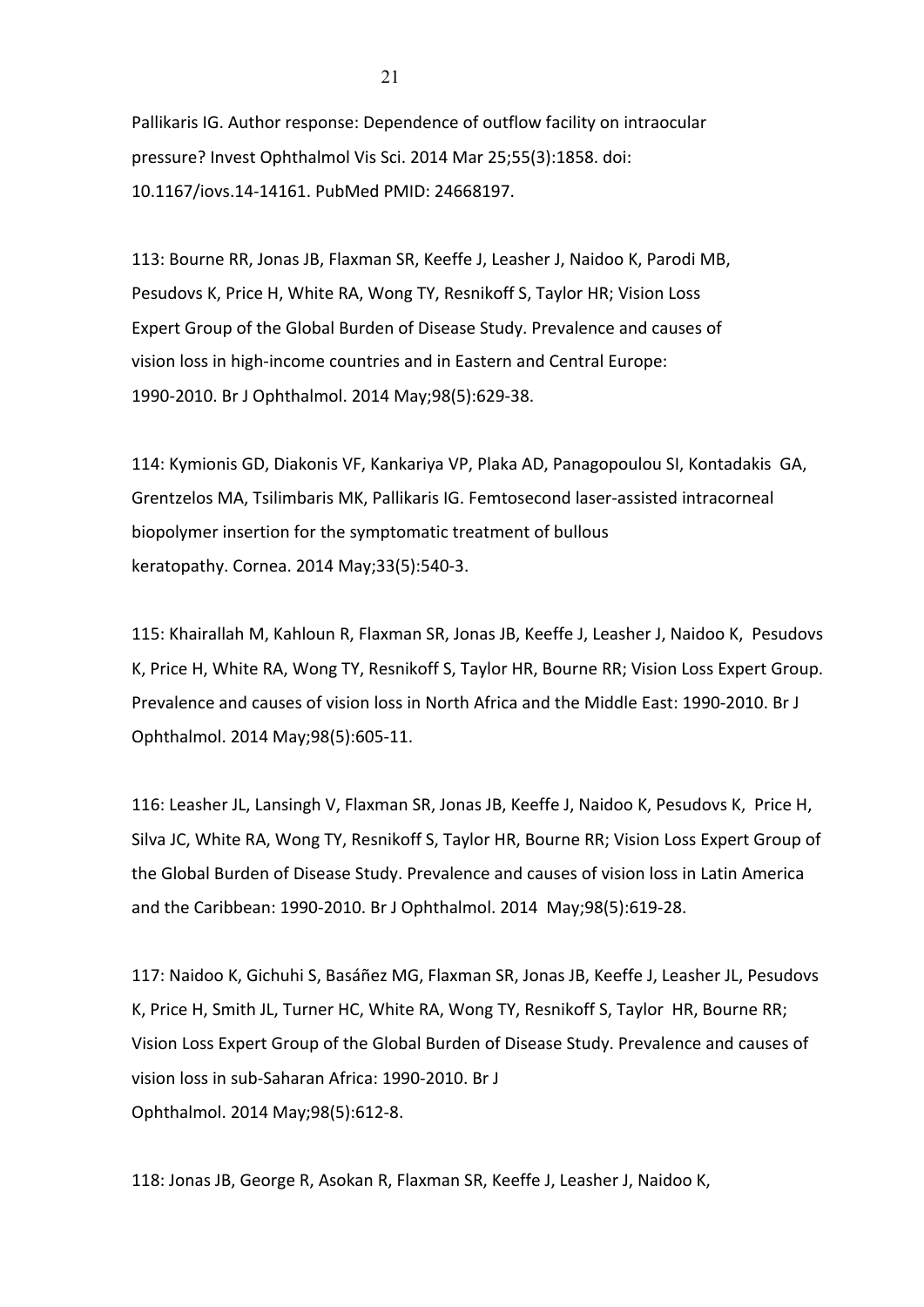Pallikaris IG. Author response: Dependence of outflow facility on intraocular pressure? Invest Ophthalmol Vis Sci. 2014 Mar 25;55(3):1858. doi: 10.1167/iovs.14-14161. PubMed PMID: 24668197.

113: Bourne RR, Jonas JB, Flaxman SR, Keeffe J, Leasher J, Naidoo K, Parodi MB, Pesudovs K, Price H, White RA, Wong TY, Resnikoff S, Taylor HR; Vision Loss Expert Group of the Global Burden of Disease Study. Prevalence and causes of vision loss in high-income countries and in Eastern and Central Europe: 1990-2010. Br J Ophthalmol. 2014 May;98(5):629-38.

114: Kymionis GD, Diakonis VF, Kankariya VP, Plaka AD, Panagopoulou SI, Kontadakis GA, Grentzelos MA, Tsilimbaris MK, Pallikaris IG. Femtosecond laser-assisted intracorneal biopolymer insertion for the symptomatic treatment of bullous keratopathy. Cornea. 2014 May;33(5):540-3.

115: Khairallah M, Kahloun R, Flaxman SR, Jonas JB, Keeffe J, Leasher J, Naidoo K, Pesudovs K, Price H, White RA, Wong TY, Resnikoff S, Taylor HR, Bourne RR; Vision Loss Expert Group. Prevalence and causes of vision loss in North Africa and the Middle East: 1990-2010. Br J Ophthalmol. 2014 May;98(5):605-11.

116: Leasher JL, Lansingh V, Flaxman SR, Jonas JB, Keeffe J, Naidoo K, Pesudovs K, Price H, Silva JC, White RA, Wong TY, Resnikoff S, Taylor HR, Bourne RR; Vision Loss Expert Group of the Global Burden of Disease Study. Prevalence and causes of vision loss in Latin America and the Caribbean: 1990-2010. Br J Ophthalmol. 2014 May;98(5):619-28.

117: Naidoo K, Gichuhi S, Basáñez MG, Flaxman SR, Jonas JB, Keeffe J, Leasher JL, Pesudovs K, Price H, Smith JL, Turner HC, White RA, Wong TY, Resnikoff S, Taylor HR, Bourne RR; Vision Loss Expert Group of the Global Burden of Disease Study. Prevalence and causes of vision loss in sub-Saharan Africa: 1990-2010. Br J Ophthalmol. 2014 May;98(5):612-8.

118: Jonas JB, George R, Asokan R, Flaxman SR, Keeffe J, Leasher J, Naidoo K,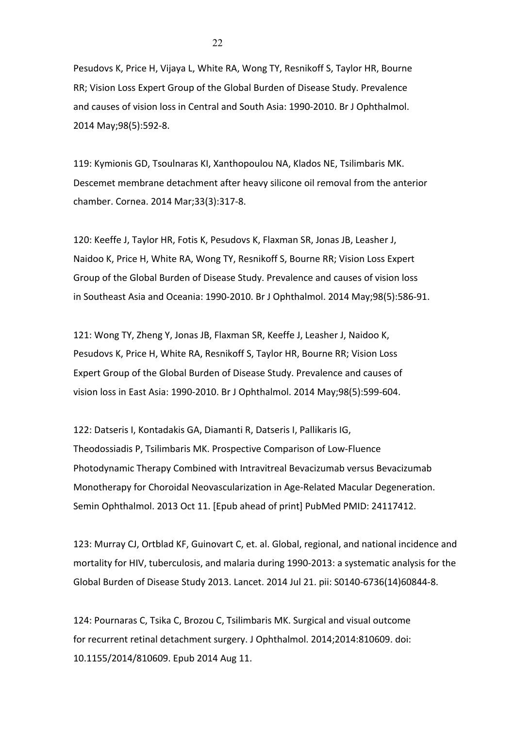Pesudovs K, Price H, Vijaya L, White RA, Wong TY, Resnikoff S, Taylor HR, Bourne RR; Vision Loss Expert Group of the Global Burden of Disease Study. Prevalence and causes of vision loss in Central and South Asia: 1990-2010. Br J Ophthalmol. 2014 May;98(5):592-8.

119: Kymionis GD, Tsoulnaras KI, Xanthopoulou NA, Klados NE, Tsilimbaris MK. Descemet membrane detachment after heavy silicone oil removal from the anterior chamber. Cornea. 2014 Mar;33(3):317-8.

120: Keeffe J, Taylor HR, Fotis K, Pesudovs K, Flaxman SR, Jonas JB, Leasher J, Naidoo K, Price H, White RA, Wong TY, Resnikoff S, Bourne RR; Vision Loss Expert Group of the Global Burden of Disease Study. Prevalence and causes of vision loss in Southeast Asia and Oceania: 1990-2010. Br J Ophthalmol. 2014 May;98(5):586-91.

121: Wong TY, Zheng Y, Jonas JB, Flaxman SR, Keeffe J, Leasher J, Naidoo K, Pesudovs K, Price H, White RA, Resnikoff S, Taylor HR, Bourne RR; Vision Loss Expert Group of the Global Burden of Disease Study. Prevalence and causes of vision loss in East Asia: 1990-2010. Br J Ophthalmol. 2014 May;98(5):599-604.

122: Datseris I, Kontadakis GA, Diamanti R, Datseris I, Pallikaris IG, Theodossiadis P, Tsilimbaris MK. Prospective Comparison of Low-Fluence Photodynamic Therapy Combined with Intravitreal Bevacizumab versus Bevacizumab Monotherapy for Choroidal Neovascularization in Age-Related Macular Degeneration. Semin Ophthalmol. 2013 Oct 11. [Epub ahead of print] PubMed PMID: 24117412.

123: Murray CJ, Ortblad KF, Guinovart C, et. al. Global, regional, and national incidence and mortality for HIV, tuberculosis, and malaria during 1990-2013: a systematic analysis for the Global Burden of Disease Study 2013. Lancet. 2014 Jul 21. pii: S0140-6736(14)60844-8.

124: Pournaras C, Tsika C, Brozou C, Tsilimbaris MK. Surgical and visual outcome for recurrent retinal detachment surgery. J Ophthalmol. 2014;2014:810609. doi: 10.1155/2014/810609. Epub 2014 Aug 11.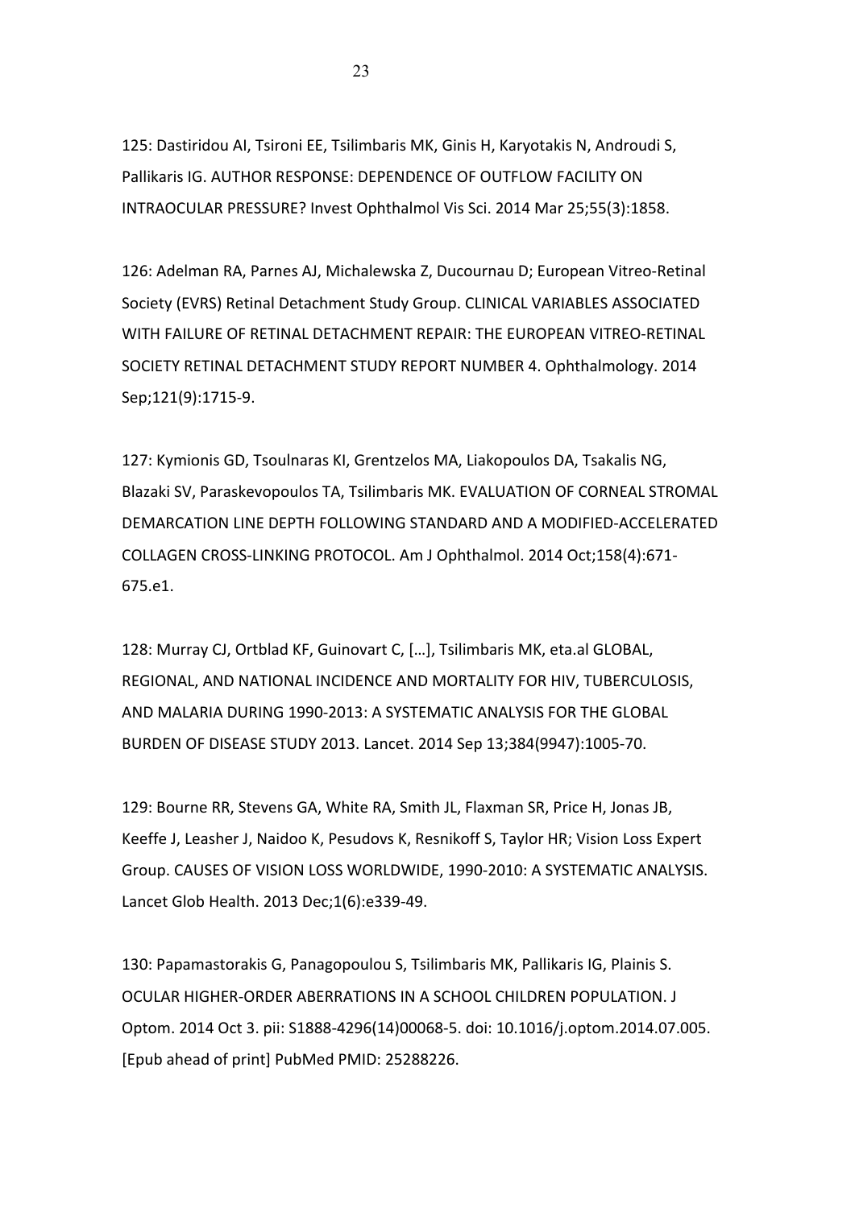125: Dastiridou AI, Tsironi EE, Tsilimbaris MK, Ginis H, Karyotakis N, Androudi S, Pallikaris IG. AUTHOR RESPONSE: DEPENDENCE OF OUTFLOW FACILITY ON INTRAOCULAR PRESSURE? Invest Ophthalmol Vis Sci. 2014 Mar 25;55(3):1858.

126: Adelman RA, Parnes AJ, Michalewska Z, Ducournau D; European Vitreo-Retinal Society (EVRS) Retinal Detachment Study Group. CLINICAL VARIABLES ASSOCIATED WITH FAILURE OF RETINAL DETACHMENT REPAIR: THE EUROPEAN VITREO-RETINAL SOCIETY RETINAL DETACHMENT STUDY REPORT NUMBER 4. Ophthalmology. 2014 Sep;121(9):1715-9.

127: Kymionis GD, Tsoulnaras KI, Grentzelos MA, Liakopoulos DA, Tsakalis NG, Blazaki SV, Paraskevopoulos TA, Tsilimbaris MK. EVALUATION OF CORNEAL STROMAL DEMARCATION LINE DEPTH FOLLOWING STANDARD AND A MODIFIED-ACCELERATED COLLAGEN CROSS-LINKING PROTOCOL. Am J Ophthalmol. 2014 Oct;158(4):671-675.e1.

128: Murray CJ, Ortblad KF, Guinovart C, […], Tsilimbaris MK, eta.al GLOBAL, REGIONAL, AND NATIONAL INCIDENCE AND MORTALITY FOR HIV, TUBERCULOSIS, AND MALARIA DURING 1990-2013: A SYSTEMATIC ANALYSIS FOR THE GLOBAL BURDEN OF DISEASE STUDY 2013. Lancet. 2014 Sep 13;384(9947):1005-70.

129: Bourne RR, Stevens GA, White RA, Smith JL, Flaxman SR, Price H, Jonas JB, Keeffe J, Leasher J, Naidoo K, Pesudovs K, Resnikoff S, Taylor HR; Vision Loss Expert Group. CAUSES OF VISION LOSS WORLDWIDE, 1990-2010: A SYSTEMATIC ANALYSIS. Lancet Glob Health. 2013 Dec;1(6):e339-49.

130: Papamastorakis G, Panagopoulou S, Tsilimbaris MK, Pallikaris IG, Plainis S. OCULAR HIGHER-ORDER ABERRATIONS IN A SCHOOL CHILDREN POPULATION. J Optom. 2014 Oct 3. pii: S1888-4296(14)00068-5. doi: 10.1016/j.optom.2014.07.005. [Epub ahead of print] PubMed PMID: 25288226.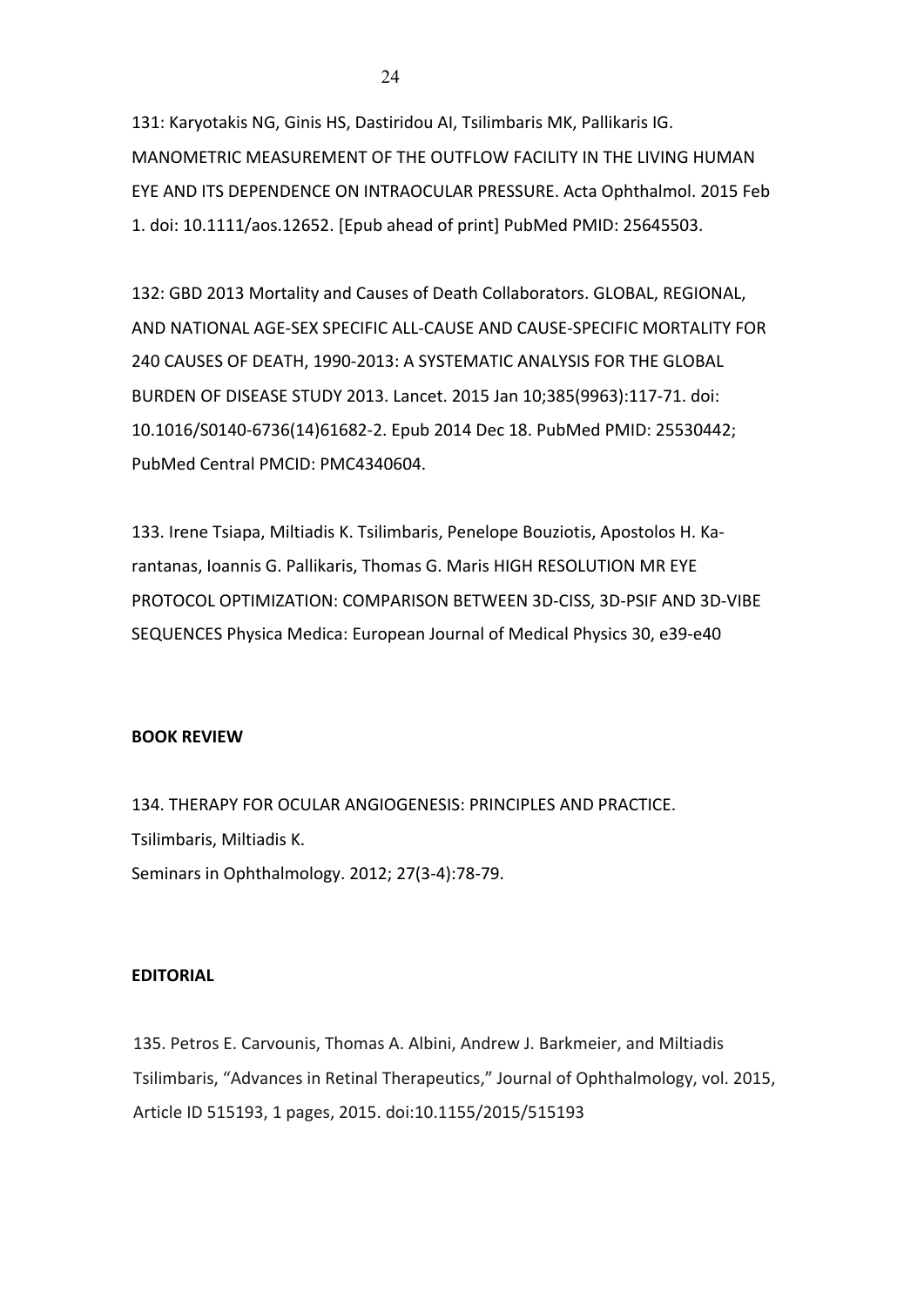131: Karyotakis NG, Ginis HS, Dastiridou AI, Tsilimbaris MK, Pallikaris IG. MANOMETRIC MEASUREMENT OF THE OUTFLOW FACILITY IN THE LIVING HUMAN EYE AND ITS DEPENDENCE ON INTRAOCULAR PRESSURE. Acta Ophthalmol. 2015 Feb 1. doi: 10.1111/aos.12652. [Epub ahead of print] PubMed PMID: 25645503.

132: GBD 2013 Mortality and Causes of Death Collaborators. GLOBAL, REGIONAL, AND NATIONAL AGE-SEX SPECIFIC ALL-CAUSE AND CAUSE-SPECIFIC MORTALITY FOR 240 CAUSES OF DEATH, 1990-2013: A SYSTEMATIC ANALYSIS FOR THE GLOBAL BURDEN OF DISEASE STUDY 2013. Lancet. 2015 Jan 10;385(9963):117-71. doi: 10.1016/S0140-6736(14)61682-2. Epub 2014 Dec 18. PubMed PMID: 25530442; PubMed Central PMCID: PMC4340604.

133. Irene Tsiapa, Miltiadis K. Tsilimbaris, Penelope Bouziotis, Apostolos H. Karantanas, Ioannis G. Pallikaris, Thomas G. Maris HIGH RESOLUTION MR EYE PROTOCOL OPTIMIZATION: COMPARISON BETWEEN 3D-CISS, 3D-PSIF AND 3D-VIBE SEQUENCES Physica Medica: European Journal of Medical Physics 30, e39-e40

**BOOK REVIEW**

134. THERAPY FOR OCULAR ANGIOGENESIS: PRINCIPLES AND PRACTICE.
Tsilimbaris, Miltiadis K.
Seminars in Ophthalmology. 2012; 27(3-4):78-79.

**EDITORIAL**

135. Petros E. Carvounis, Thomas A. Albini, Andrew J. Barkmeier, and Miltiadis Tsilimbaris, "Advances in Retinal Therapeutics," Journal of Ophthalmology, vol. 2015, Article ID 515193, 1 pages, 2015. doi:10.1155/2015/515193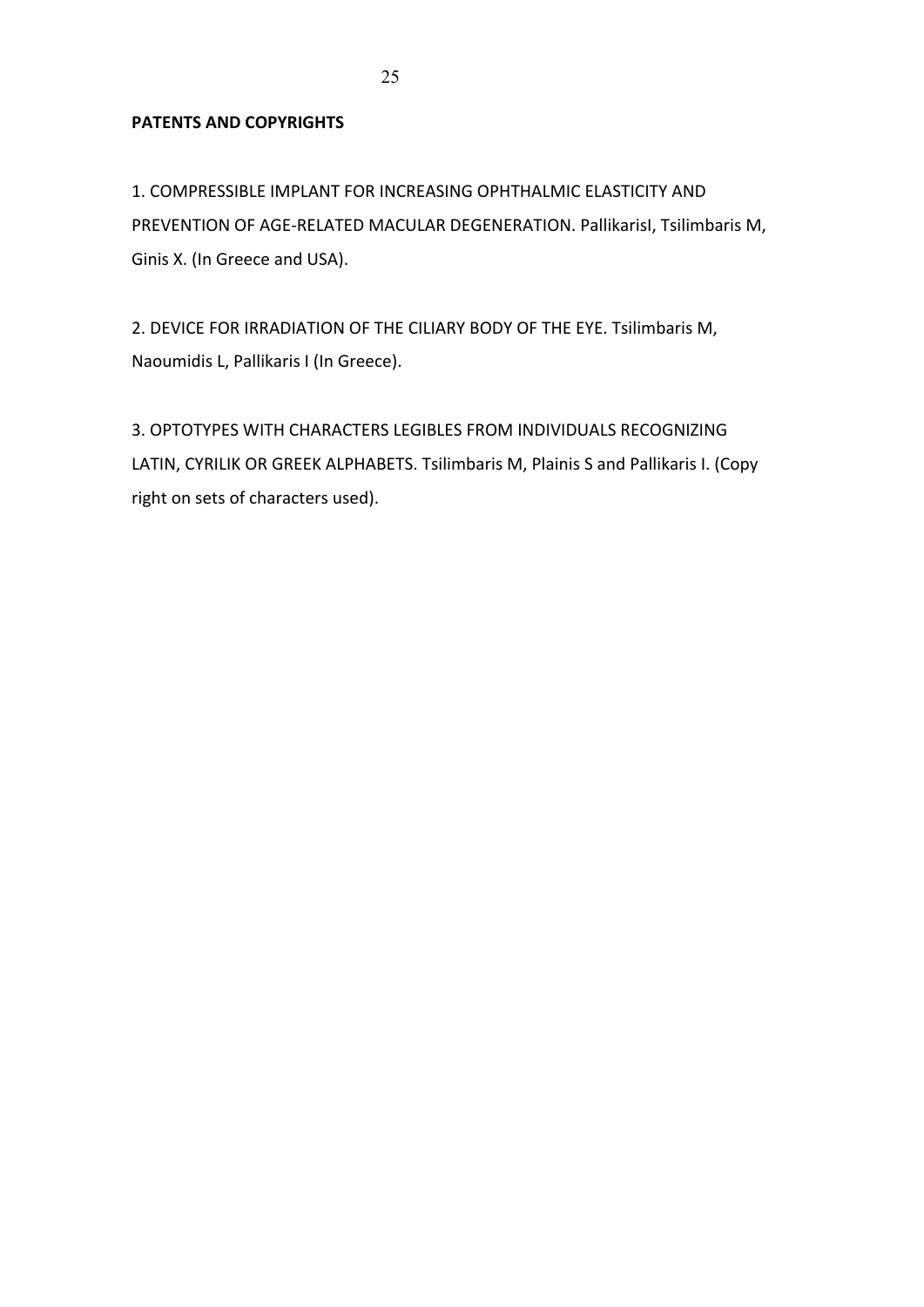**PATENTS AND COPYRIGHTS**

1. COMPRESSIBLE IMPLANT FOR INCREASING OPHTHALMIC ELASTICITY AND PREVENTION OF AGE-RELATED MACULAR DEGENERATION. PallikarisI, Tsilimbaris M, Ginis X. (In Greece and USA).

2. DEVICE FOR IRRADIATION OF THE CILIARY BODY OF THE EYE. Tsilimbaris M, Naoumidis L, Pallikaris I (In Greece).

3. OPTOTYPES WITH CHARACTERS LEGIBLES FROM INDIVIDUALS RECOGNIZING LATIN, CYRILIK OR GREEK ALPHABETS. Tsilimbaris M, Plainis S and Pallikaris I. (Copy right on sets of characters used).